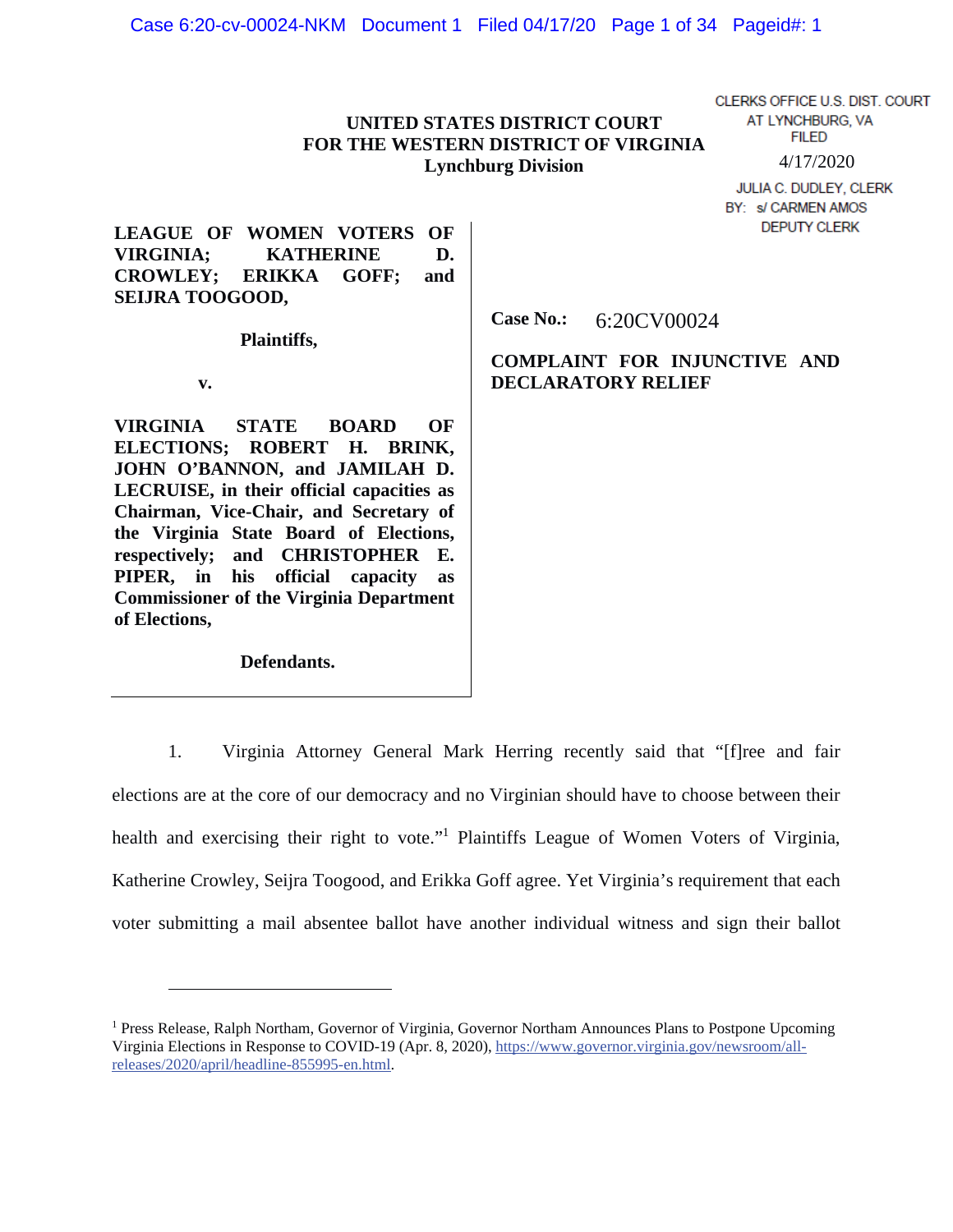UNITED STATES DISTRICT COURT
FOR THE WESTERN DISTRICT OF VIRGINIA
Lynchburg Division

CLERKS OFFICE U.S. DIST. COURT
AT LYNCHBURG, VA
FILED
4/17/2020
JULIA C. DUDLEY, CLERK
BY: s/ CARMEN AMOS
DEPUTY CLERK

**LEAGUE OF WOMEN VOTERS OF VIRGINIA; KATHERINE D. CROWLEY; ERIKKA GOFF; and SEIJRA TOOGOOD,**

**Plaintiffs,**

**v.**

**VIRGINIA STATE BOARD OF ELECTIONS; ROBERT H. BRINK, JOHN O'BANNON, and JAMILAH D. LECRUISE, in their official capacities as Chairman, Vice-Chair, and Secretary of the Virginia State Board of Elections, respectively; and CHRISTOPHER E. PIPER, in his official capacity as Commissioner of the Virginia Department of Elections,**

**Defendants.**

**Case No.:** 6:20CV00024

**COMPLAINT FOR INJUNCTIVE AND DECLARATORY RELIEF**

1. Virginia Attorney General Mark Herring recently said that "[f]ree and fair elections are at the core of our democracy and no Virginian should have to choose between their health and exercising their right to vote."[1] Plaintiffs League of Women Voters of Virginia, Katherine Crowley, Seijra Toogood, and Erikka Goff agree. Yet Virginia's requirement that each voter submitting a mail absentee ballot have another individual witness and sign their ballot

---

[1] Press Release, Ralph Northam, Governor of Virginia, Governor Northam Announces Plans to Postpone Upcoming Virginia Elections in Response to COVID-19 (Apr. 8, 2020), https://www.governor.virginia.gov/newsroom/all-releases/2020/april/headline-855995-en.html.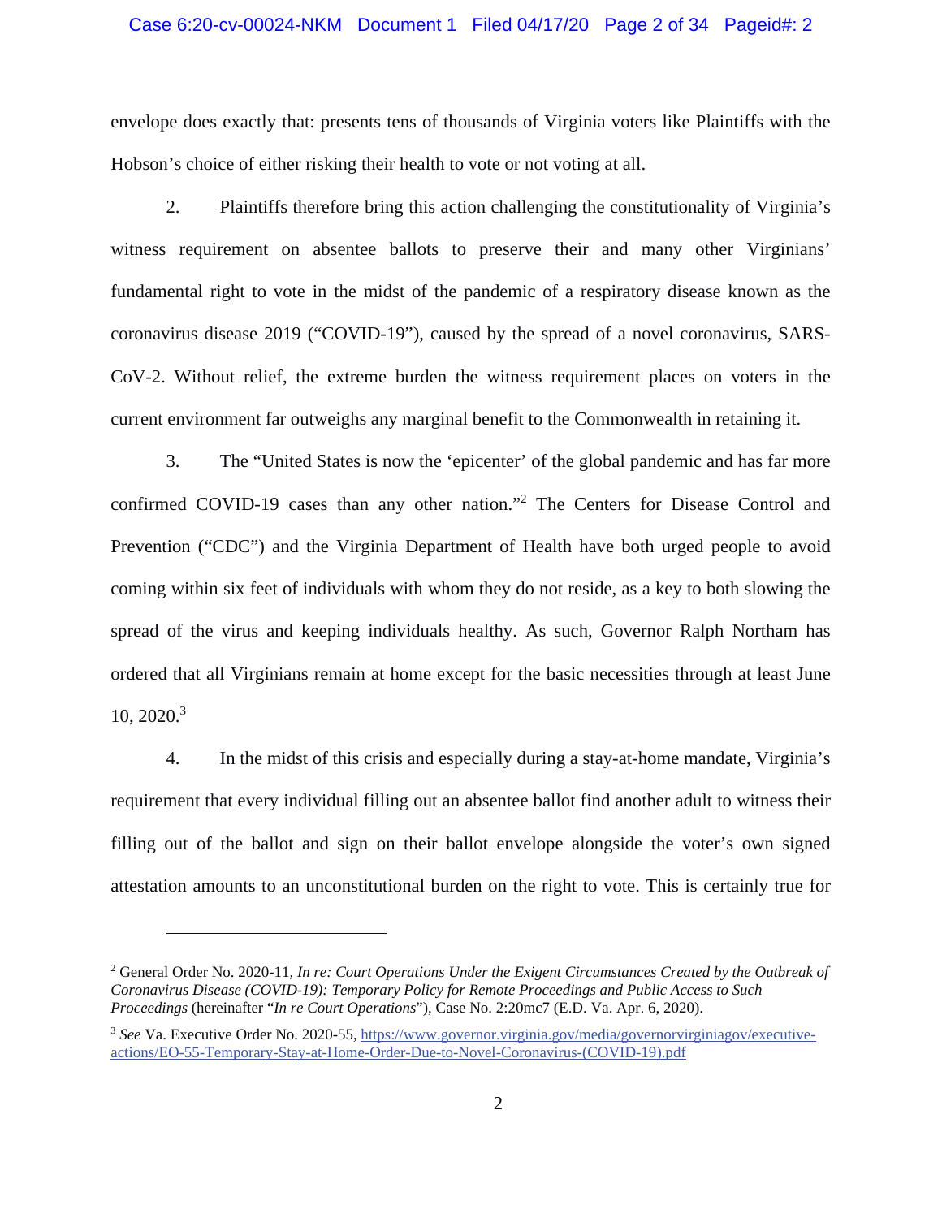envelope does exactly that: presents tens of thousands of Virginia voters like Plaintiffs with the Hobson's choice of either risking their health to vote or not voting at all.

2. Plaintiffs therefore bring this action challenging the constitutionality of Virginia's witness requirement on absentee ballots to preserve their and many other Virginians' fundamental right to vote in the midst of the pandemic of a respiratory disease known as the coronavirus disease 2019 ("COVID-19"), caused by the spread of a novel coronavirus, SARS-CoV-2. Without relief, the extreme burden the witness requirement places on voters in the current environment far outweighs any marginal benefit to the Commonwealth in retaining it.

3. The "United States is now the 'epicenter' of the global pandemic and has far more confirmed COVID-19 cases than any other nation."[2] The Centers for Disease Control and Prevention ("CDC") and the Virginia Department of Health have both urged people to avoid coming within six feet of individuals with whom they do not reside, as a key to both slowing the spread of the virus and keeping individuals healthy. As such, Governor Ralph Northam has ordered that all Virginians remain at home except for the basic necessities through at least June 10, 2020.[3]

4. In the midst of this crisis and especially during a stay-at-home mandate, Virginia's requirement that every individual filling out an absentee ballot find another adult to witness their filling out of the ballot and sign on their ballot envelope alongside the voter's own signed attestation amounts to an unconstitutional burden on the right to vote. This is certainly true for

---

[2] General Order No. 2020-11, *In re: Court Operations Under the Exigent Circumstances Created by the Outbreak of Coronavirus Disease (COVID-19): Temporary Policy for Remote Proceedings and Public Access to Such Proceedings* (hereinafter "*In re Court Operations*"), Case No. 2:20mc7 (E.D. Va. Apr. 6, 2020).

[3] *See* Va. Executive Order No. 2020-55, https://www.governor.virginia.gov/media/governorvirginiagov/executive-actions/EO-55-Temporary-Stay-at-Home-Order-Due-to-Novel-Coronavirus-(COVID-19).pdf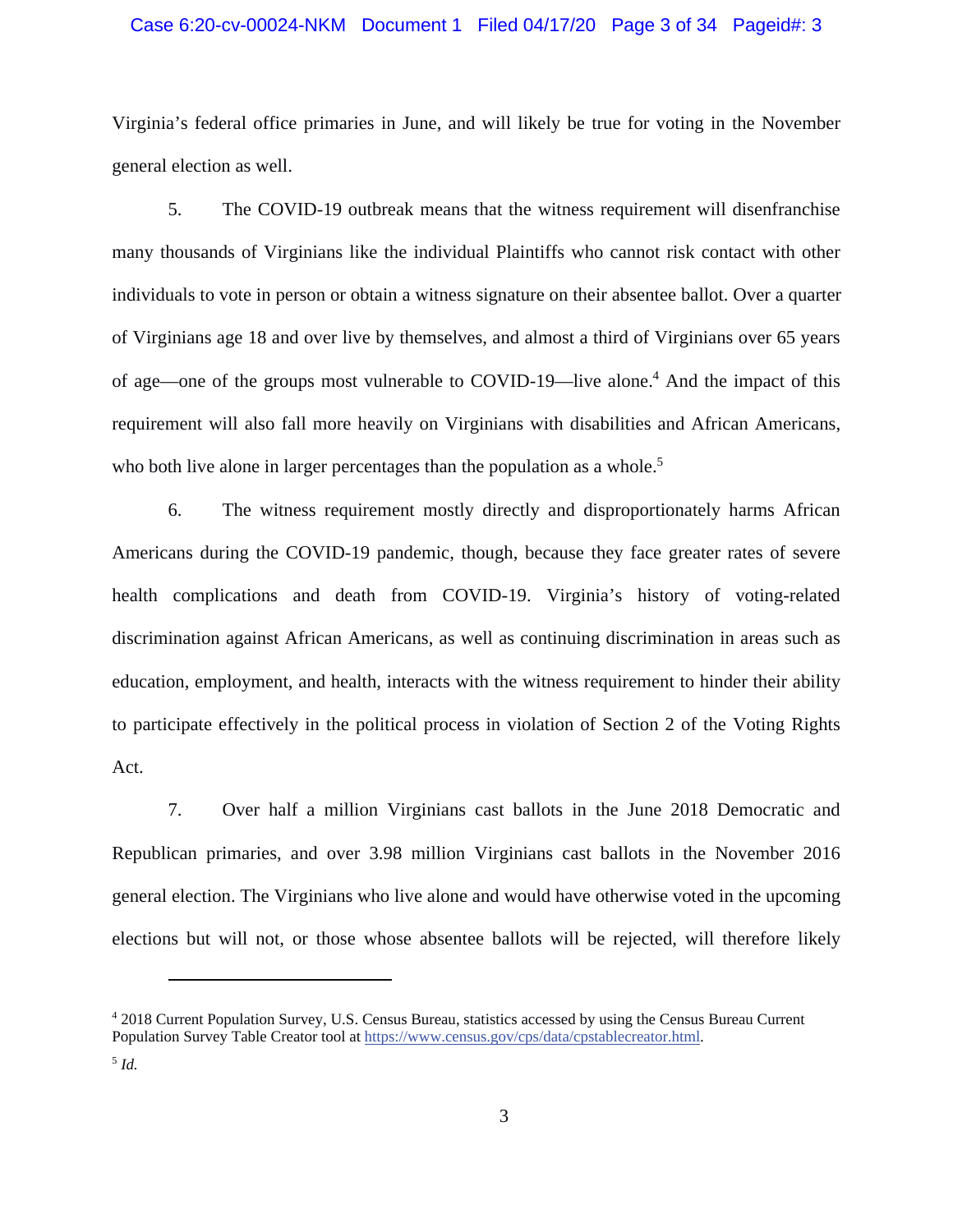Virginia's federal office primaries in June, and will likely be true for voting in the November general election as well.

5. The COVID-19 outbreak means that the witness requirement will disenfranchise many thousands of Virginians like the individual Plaintiffs who cannot risk contact with other individuals to vote in person or obtain a witness signature on their absentee ballot. Over a quarter of Virginians age 18 and over live by themselves, and almost a third of Virginians over 65 years of age—one of the groups most vulnerable to COVID-19—live alone.[4] And the impact of this requirement will also fall more heavily on Virginians with disabilities and African Americans, who both live alone in larger percentages than the population as a whole.[5]

6. The witness requirement mostly directly and disproportionately harms African Americans during the COVID-19 pandemic, though, because they face greater rates of severe health complications and death from COVID-19. Virginia's history of voting-related discrimination against African Americans, as well as continuing discrimination in areas such as education, employment, and health, interacts with the witness requirement to hinder their ability to participate effectively in the political process in violation of Section 2 of the Voting Rights Act.

7. Over half a million Virginians cast ballots in the June 2018 Democratic and Republican primaries, and over 3.98 million Virginians cast ballots in the November 2016 general election. The Virginians who live alone and would have otherwise voted in the upcoming elections but will not, or those whose absentee ballots will be rejected, will therefore likely

---

[4] 2018 Current Population Survey, U.S. Census Bureau, statistics accessed by using the Census Bureau Current Population Survey Table Creator tool at https://www.census.gov/cps/data/cpstablecreator.html.

[5] *Id.*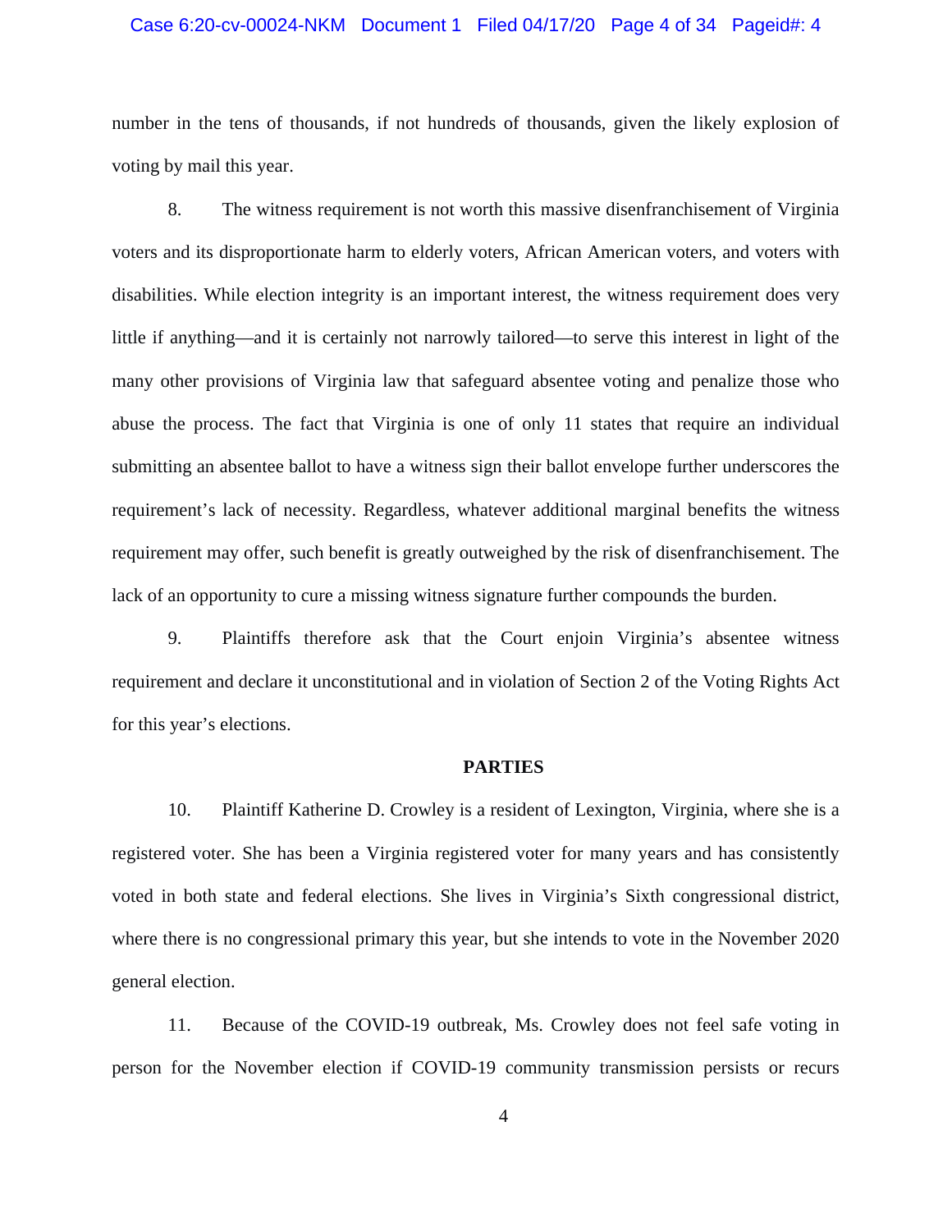number in the tens of thousands, if not hundreds of thousands, given the likely explosion of voting by mail this year.

8. The witness requirement is not worth this massive disenfranchisement of Virginia voters and its disproportionate harm to elderly voters, African American voters, and voters with disabilities. While election integrity is an important interest, the witness requirement does very little if anything—and it is certainly not narrowly tailored—to serve this interest in light of the many other provisions of Virginia law that safeguard absentee voting and penalize those who abuse the process. The fact that Virginia is one of only 11 states that require an individual submitting an absentee ballot to have a witness sign their ballot envelope further underscores the requirement's lack of necessity. Regardless, whatever additional marginal benefits the witness requirement may offer, such benefit is greatly outweighed by the risk of disenfranchisement. The lack of an opportunity to cure a missing witness signature further compounds the burden.

9. Plaintiffs therefore ask that the Court enjoin Virginia's absentee witness requirement and declare it unconstitutional and in violation of Section 2 of the Voting Rights Act for this year's elections.

## PARTIES

10. Plaintiff Katherine D. Crowley is a resident of Lexington, Virginia, where she is a registered voter. She has been a Virginia registered voter for many years and has consistently voted in both state and federal elections. She lives in Virginia's Sixth congressional district, where there is no congressional primary this year, but she intends to vote in the November 2020 general election.

11. Because of the COVID-19 outbreak, Ms. Crowley does not feel safe voting in person for the November election if COVID-19 community transmission persists or recurs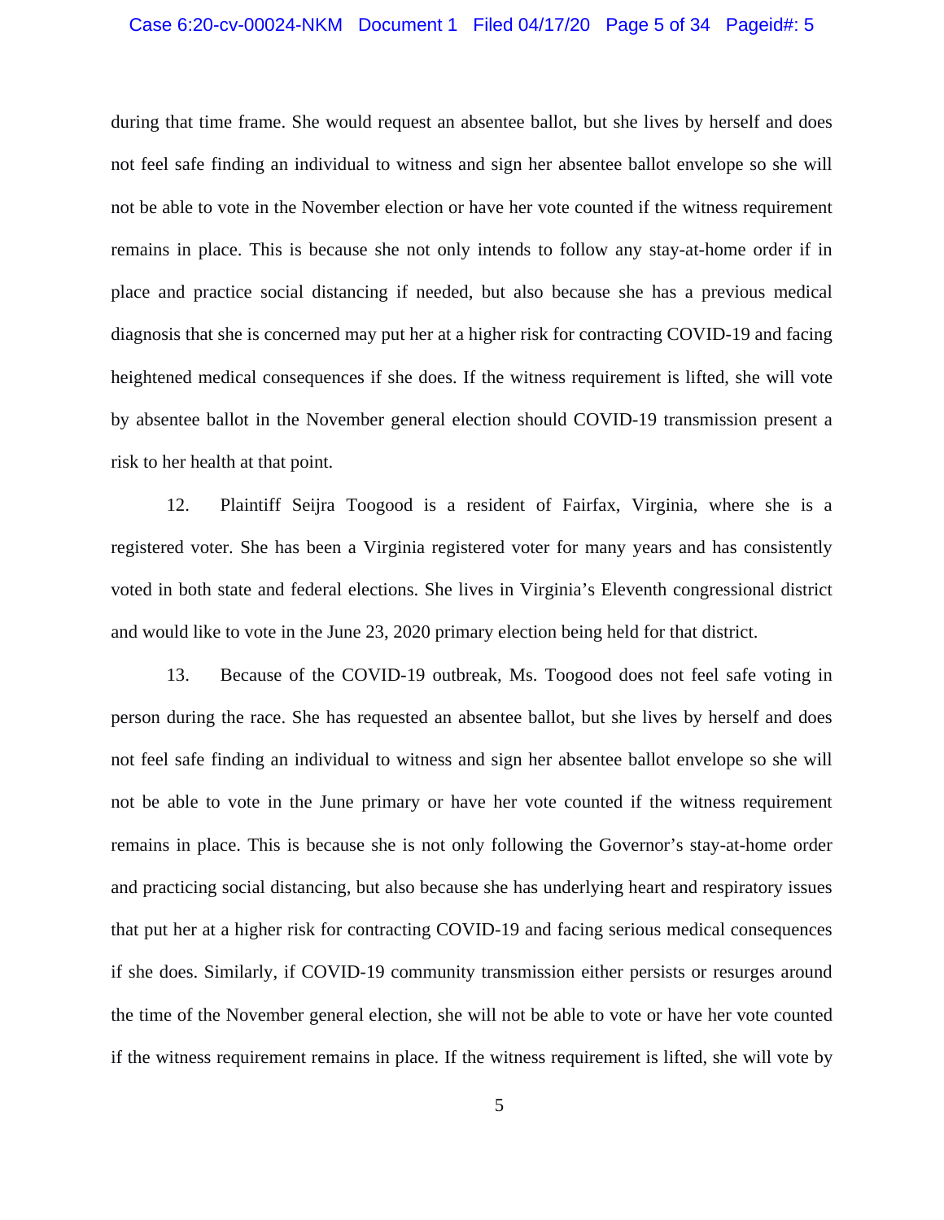during that time frame. She would request an absentee ballot, but she lives by herself and does not feel safe finding an individual to witness and sign her absentee ballot envelope so she will not be able to vote in the November election or have her vote counted if the witness requirement remains in place. This is because she not only intends to follow any stay-at-home order if in place and practice social distancing if needed, but also because she has a previous medical diagnosis that she is concerned may put her at a higher risk for contracting COVID-19 and facing heightened medical consequences if she does. If the witness requirement is lifted, she will vote by absentee ballot in the November general election should COVID-19 transmission present a risk to her health at that point.

12. Plaintiff Seijra Toogood is a resident of Fairfax, Virginia, where she is a registered voter. She has been a Virginia registered voter for many years and has consistently voted in both state and federal elections. She lives in Virginia's Eleventh congressional district and would like to vote in the June 23, 2020 primary election being held for that district.

13. Because of the COVID-19 outbreak, Ms. Toogood does not feel safe voting in person during the race. She has requested an absentee ballot, but she lives by herself and does not feel safe finding an individual to witness and sign her absentee ballot envelope so she will not be able to vote in the June primary or have her vote counted if the witness requirement remains in place. This is because she is not only following the Governor's stay-at-home order and practicing social distancing, but also because she has underlying heart and respiratory issues that put her at a higher risk for contracting COVID-19 and facing serious medical consequences if she does. Similarly, if COVID-19 community transmission either persists or resurges around the time of the November general election, she will not be able to vote or have her vote counted if the witness requirement remains in place. If the witness requirement is lifted, she will vote by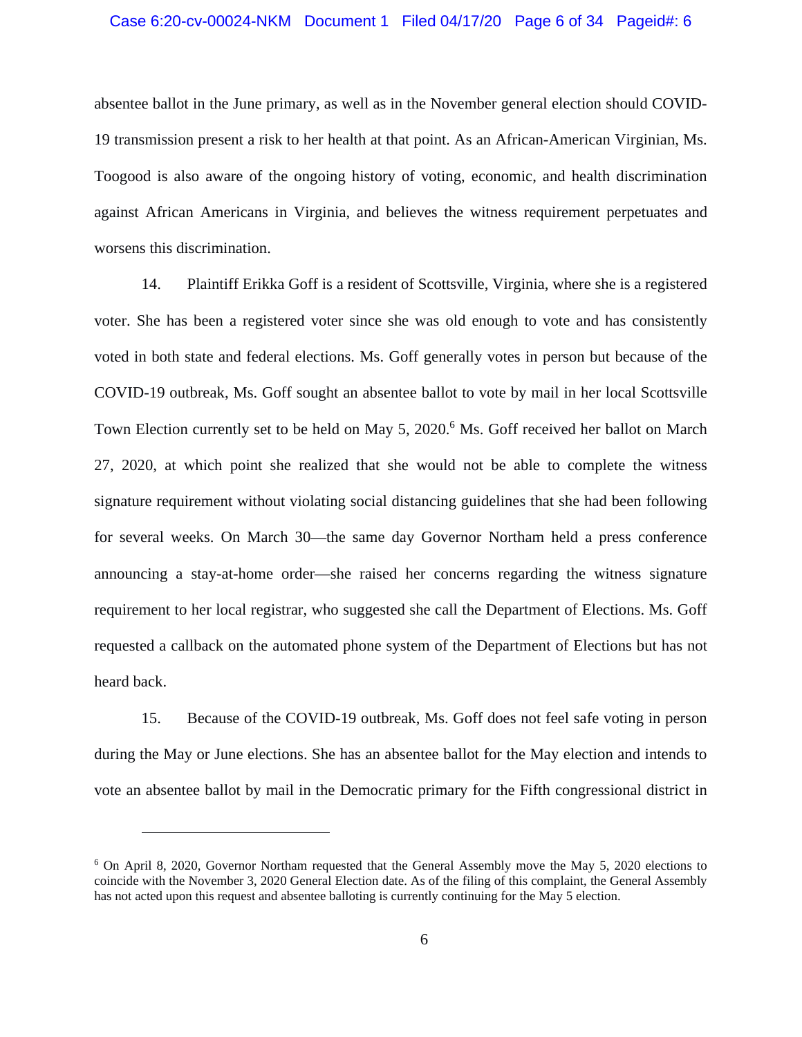absentee ballot in the June primary, as well as in the November general election should COVID-19 transmission present a risk to her health at that point. As an African-American Virginian, Ms. Toogood is also aware of the ongoing history of voting, economic, and health discrimination against African Americans in Virginia, and believes the witness requirement perpetuates and worsens this discrimination.

14. Plaintiff Erikka Goff is a resident of Scottsville, Virginia, where she is a registered voter. She has been a registered voter since she was old enough to vote and has consistently voted in both state and federal elections. Ms. Goff generally votes in person but because of the COVID-19 outbreak, Ms. Goff sought an absentee ballot to vote by mail in her local Scottsville Town Election currently set to be held on May 5, 2020.[6] Ms. Goff received her ballot on March 27, 2020, at which point she realized that she would not be able to complete the witness signature requirement without violating social distancing guidelines that she had been following for several weeks. On March 30—the same day Governor Northam held a press conference announcing a stay-at-home order—she raised her concerns regarding the witness signature requirement to her local registrar, who suggested she call the Department of Elections. Ms. Goff requested a callback on the automated phone system of the Department of Elections but has not heard back.

15. Because of the COVID-19 outbreak, Ms. Goff does not feel safe voting in person during the May or June elections. She has an absentee ballot for the May election and intends to vote an absentee ballot by mail in the Democratic primary for the Fifth congressional district in

[6] On April 8, 2020, Governor Northam requested that the General Assembly move the May 5, 2020 elections to coincide with the November 3, 2020 General Election date. As of the filing of this complaint, the General Assembly has not acted upon this request and absentee balloting is currently continuing for the May 5 election.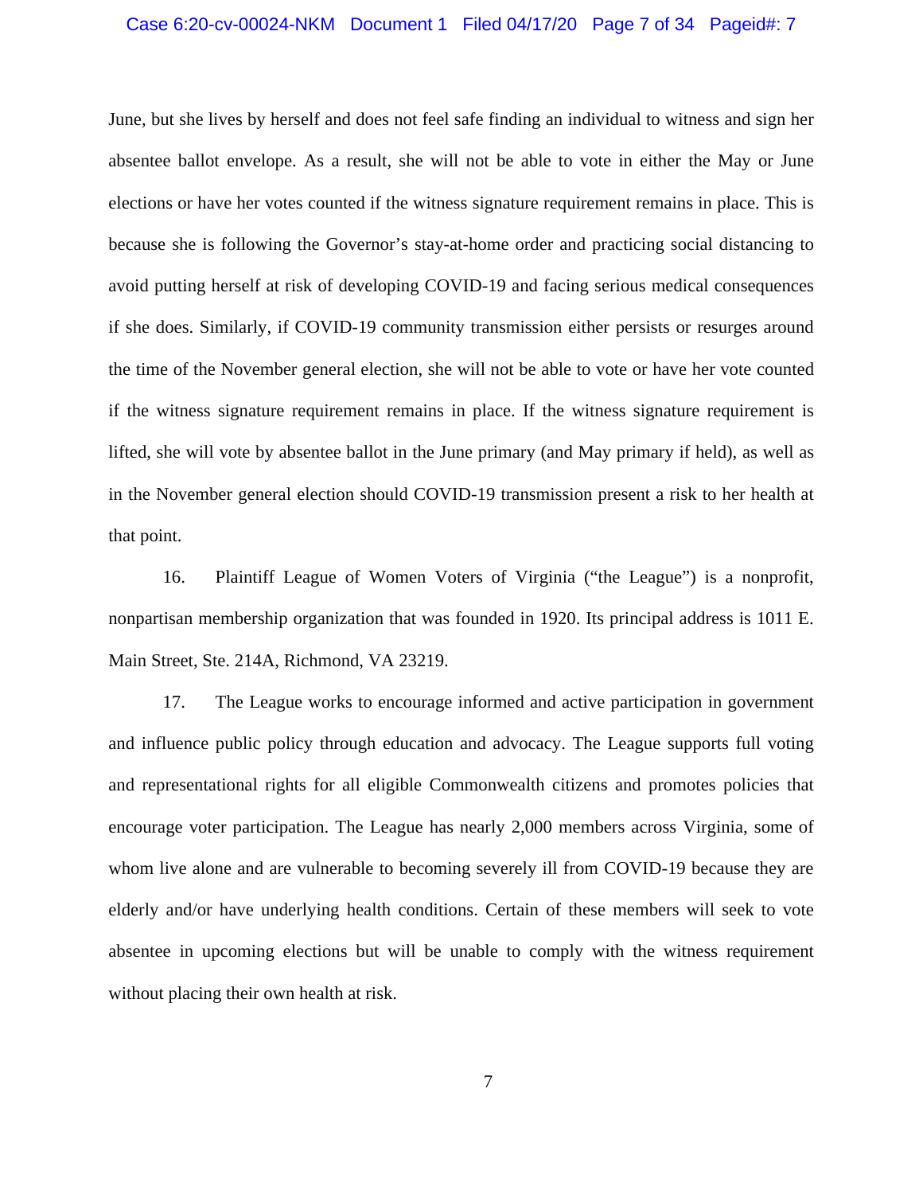June, but she lives by herself and does not feel safe finding an individual to witness and sign her absentee ballot envelope. As a result, she will not be able to vote in either the May or June elections or have her votes counted if the witness signature requirement remains in place. This is because she is following the Governor's stay-at-home order and practicing social distancing to avoid putting herself at risk of developing COVID-19 and facing serious medical consequences if she does. Similarly, if COVID-19 community transmission either persists or resurges around the time of the November general election, she will not be able to vote or have her vote counted if the witness signature requirement remains in place. If the witness signature requirement is lifted, she will vote by absentee ballot in the June primary (and May primary if held), as well as in the November general election should COVID-19 transmission present a risk to her health at that point.

16. Plaintiff League of Women Voters of Virginia ("the League") is a nonprofit, nonpartisan membership organization that was founded in 1920. Its principal address is 1011 E. Main Street, Ste. 214A, Richmond, VA 23219.

17. The League works to encourage informed and active participation in government and influence public policy through education and advocacy. The League supports full voting and representational rights for all eligible Commonwealth citizens and promotes policies that encourage voter participation. The League has nearly 2,000 members across Virginia, some of whom live alone and are vulnerable to becoming severely ill from COVID-19 because they are elderly and/or have underlying health conditions. Certain of these members will seek to vote absentee in upcoming elections but will be unable to comply with the witness requirement without placing their own health at risk.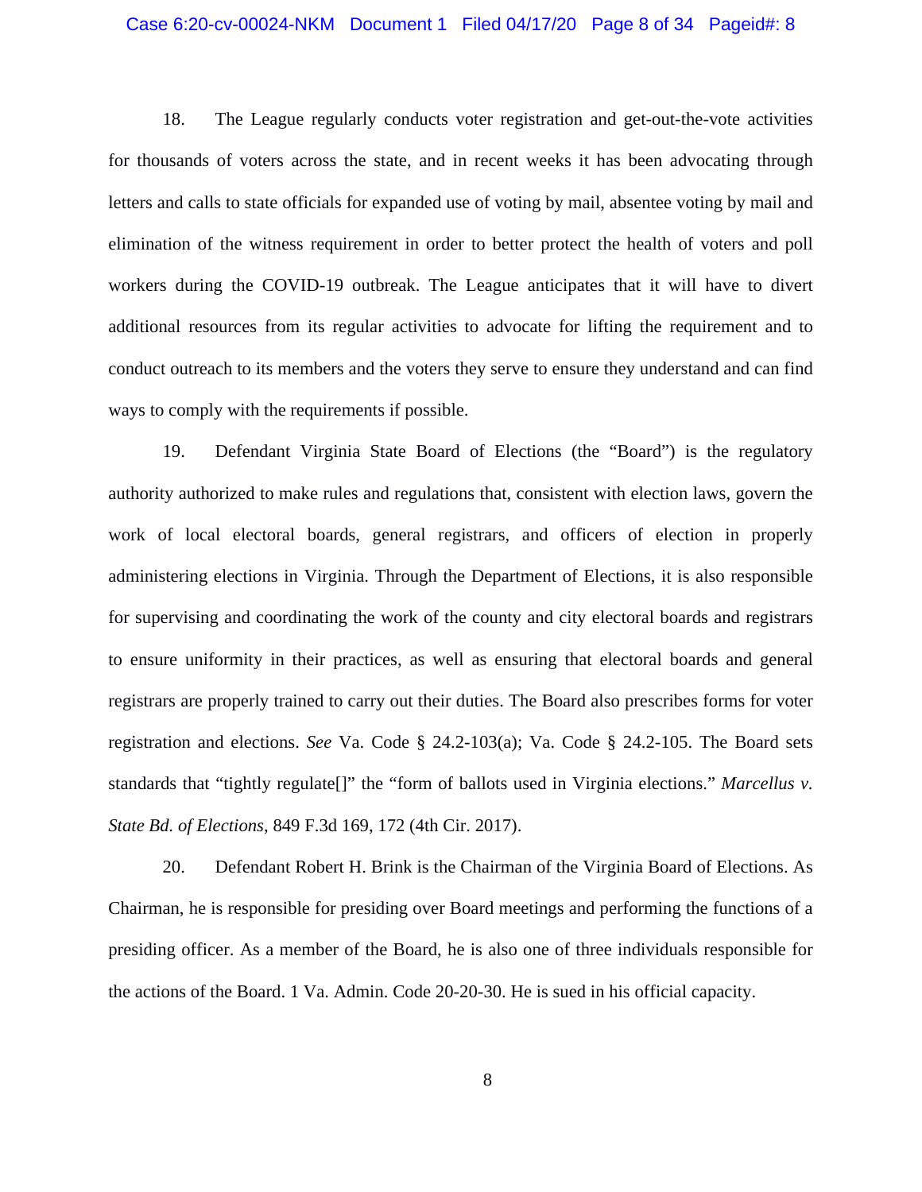18. The League regularly conducts voter registration and get-out-the-vote activities for thousands of voters across the state, and in recent weeks it has been advocating through letters and calls to state officials for expanded use of voting by mail, absentee voting by mail and elimination of the witness requirement in order to better protect the health of voters and poll workers during the COVID-19 outbreak. The League anticipates that it will have to divert additional resources from its regular activities to advocate for lifting the requirement and to conduct outreach to its members and the voters they serve to ensure they understand and can find ways to comply with the requirements if possible.

19. Defendant Virginia State Board of Elections (the "Board") is the regulatory authority authorized to make rules and regulations that, consistent with election laws, govern the work of local electoral boards, general registrars, and officers of election in properly administering elections in Virginia. Through the Department of Elections, it is also responsible for supervising and coordinating the work of the county and city electoral boards and registrars to ensure uniformity in their practices, as well as ensuring that electoral boards and general registrars are properly trained to carry out their duties. The Board also prescribes forms for voter registration and elections. *See* Va. Code § 24.2-103(a); Va. Code § 24.2-105. The Board sets standards that "tightly regulate[]" the "form of ballots used in Virginia elections." *Marcellus v. State Bd. of Elections*, 849 F.3d 169, 172 (4th Cir. 2017).

20. Defendant Robert H. Brink is the Chairman of the Virginia Board of Elections. As Chairman, he is responsible for presiding over Board meetings and performing the functions of a presiding officer. As a member of the Board, he is also one of three individuals responsible for the actions of the Board. 1 Va. Admin. Code 20-20-30. He is sued in his official capacity.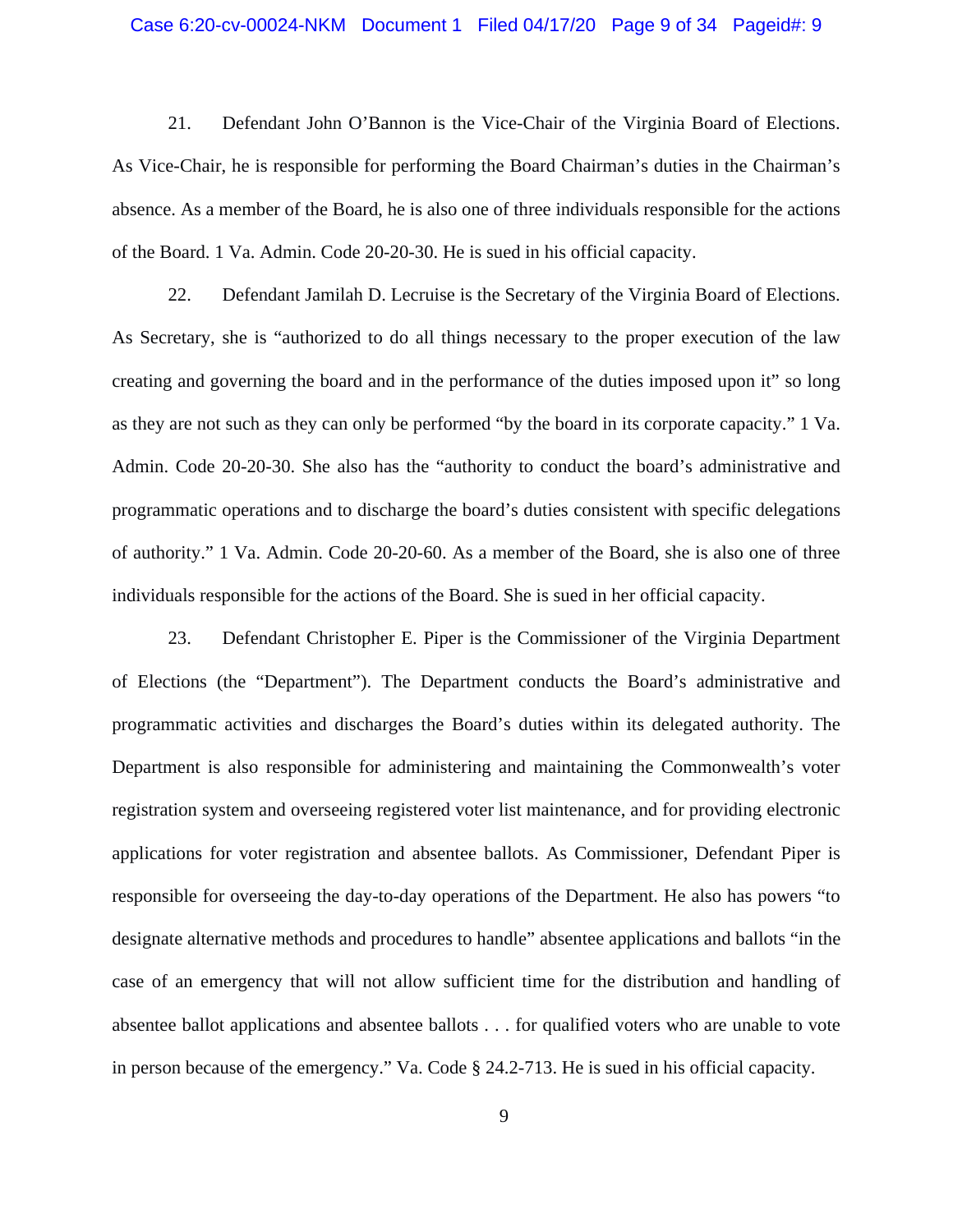21. Defendant John O'Bannon is the Vice-Chair of the Virginia Board of Elections. As Vice-Chair, he is responsible for performing the Board Chairman's duties in the Chairman's absence. As a member of the Board, he is also one of three individuals responsible for the actions of the Board. 1 Va. Admin. Code 20-20-30. He is sued in his official capacity.

22. Defendant Jamilah D. Lecruise is the Secretary of the Virginia Board of Elections. As Secretary, she is "authorized to do all things necessary to the proper execution of the law creating and governing the board and in the performance of the duties imposed upon it" so long as they are not such as they can only be performed "by the board in its corporate capacity." 1 Va. Admin. Code 20-20-30. She also has the "authority to conduct the board's administrative and programmatic operations and to discharge the board's duties consistent with specific delegations of authority." 1 Va. Admin. Code 20-20-60. As a member of the Board, she is also one of three individuals responsible for the actions of the Board. She is sued in her official capacity.

23. Defendant Christopher E. Piper is the Commissioner of the Virginia Department of Elections (the "Department"). The Department conducts the Board's administrative and programmatic activities and discharges the Board's duties within its delegated authority. The Department is also responsible for administering and maintaining the Commonwealth's voter registration system and overseeing registered voter list maintenance, and for providing electronic applications for voter registration and absentee ballots. As Commissioner, Defendant Piper is responsible for overseeing the day-to-day operations of the Department. He also has powers "to designate alternative methods and procedures to handle" absentee applications and ballots "in the case of an emergency that will not allow sufficient time for the distribution and handling of absentee ballot applications and absentee ballots . . . for qualified voters who are unable to vote in person because of the emergency." Va. Code § 24.2-713. He is sued in his official capacity.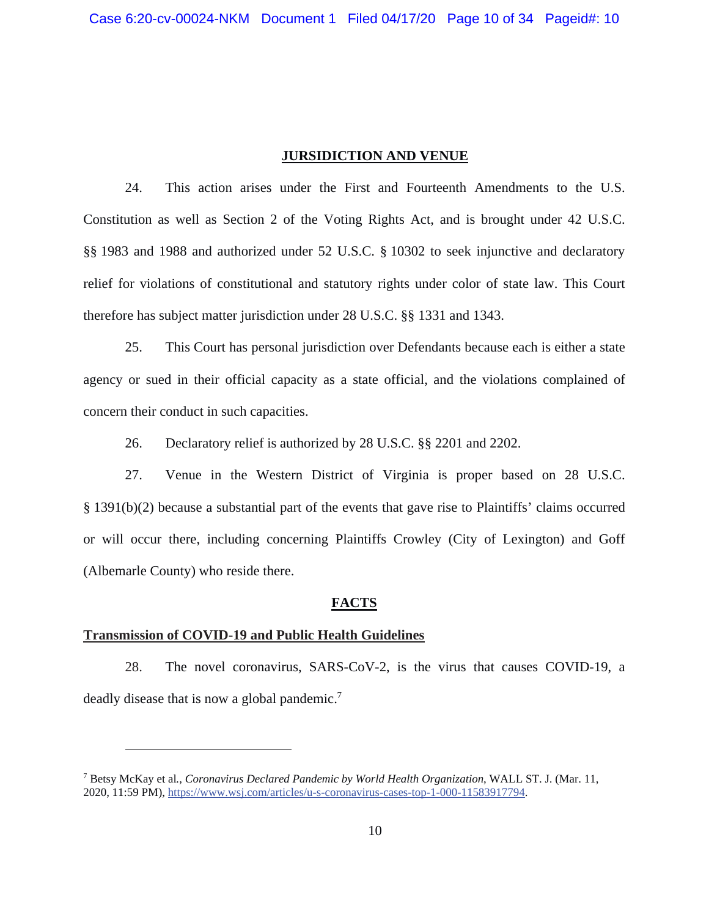## JURSIDICTION AND VENUE

24. This action arises under the First and Fourteenth Amendments to the U.S. Constitution as well as Section 2 of the Voting Rights Act, and is brought under 42 U.S.C. §§ 1983 and 1988 and authorized under 52 U.S.C. § 10302 to seek injunctive and declaratory relief for violations of constitutional and statutory rights under color of state law. This Court therefore has subject matter jurisdiction under 28 U.S.C. §§ 1331 and 1343.

25. This Court has personal jurisdiction over Defendants because each is either a state agency or sued in their official capacity as a state official, and the violations complained of concern their conduct in such capacities.

26. Declaratory relief is authorized by 28 U.S.C. §§ 2201 and 2202.

27. Venue in the Western District of Virginia is proper based on 28 U.S.C. § 1391(b)(2) because a substantial part of the events that gave rise to Plaintiffs' claims occurred or will occur there, including concerning Plaintiffs Crowley (City of Lexington) and Goff (Albemarle County) who reside there.

## FACTS

### Transmission of COVID-19 and Public Health Guidelines

28. The novel coronavirus, SARS-CoV-2, is the virus that causes COVID-19, a deadly disease that is now a global pandemic.[7]

---

[7] Betsy McKay et al., *Coronavirus Declared Pandemic by World Health Organization*, WALL ST. J. (Mar. 11, 2020, 11:59 PM), https://www.wsj.com/articles/u-s-coronavirus-cases-top-1-000-11583917794.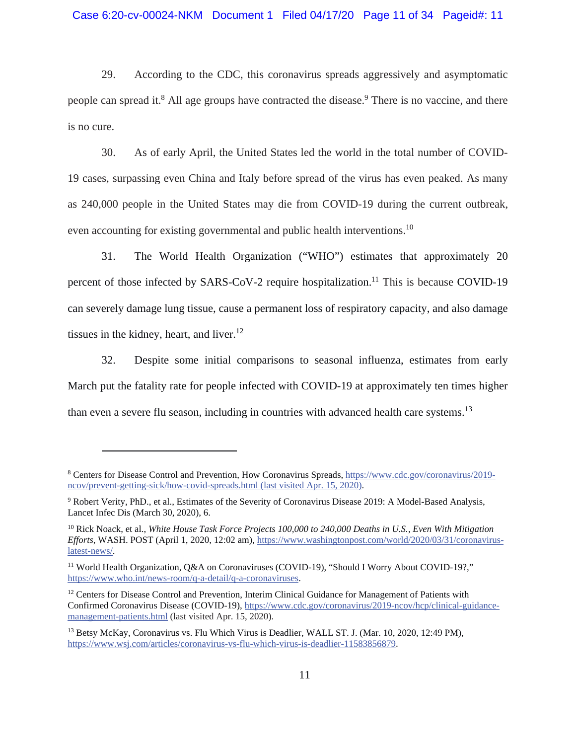29. According to the CDC, this coronavirus spreads aggressively and asymptomatic people can spread it.[8] All age groups have contracted the disease.[9] There is no vaccine, and there is no cure.

30. As of early April, the United States led the world in the total number of COVID-19 cases, surpassing even China and Italy before spread of the virus has even peaked. As many as 240,000 people in the United States may die from COVID-19 during the current outbreak, even accounting for existing governmental and public health interventions.[10]

31. The World Health Organization ("WHO") estimates that approximately 20 percent of those infected by SARS-CoV-2 require hospitalization.[11] This is because COVID-19 can severely damage lung tissue, cause a permanent loss of respiratory capacity, and also damage tissues in the kidney, heart, and liver.[12]

32. Despite some initial comparisons to seasonal influenza, estimates from early March put the fatality rate for people infected with COVID-19 at approximately ten times higher than even a severe flu season, including in countries with advanced health care systems.[13]

---

[8] Centers for Disease Control and Prevention, How Coronavirus Spreads, https://www.cdc.gov/coronavirus/2019-ncov/prevent-getting-sick/how-covid-spreads.html (last visited Apr. 15, 2020).

[9] Robert Verity, PhD., et al., Estimates of the Severity of Coronavirus Disease 2019: A Model-Based Analysis, Lancet Infec Dis (March 30, 2020), 6.

[10] Rick Noack, et al., *White House Task Force Projects 100,000 to 240,000 Deaths in U.S., Even With Mitigation Efforts*, WASH. POST (April 1, 2020, 12:02 am), https://www.washingtonpost.com/world/2020/03/31/coronavirus-latest-news/.

[11] World Health Organization, Q&A on Coronaviruses (COVID-19), "Should I Worry About COVID-19?," https://www.who.int/news-room/q-a-detail/q-a-coronaviruses.

[12] Centers for Disease Control and Prevention, Interim Clinical Guidance for Management of Patients with Confirmed Coronavirus Disease (COVID-19), https://www.cdc.gov/coronavirus/2019-ncov/hcp/clinical-guidance-management-patients.html (last visited Apr. 15, 2020).

[13] Betsy McKay, Coronavirus vs. Flu Which Virus is Deadlier, WALL ST. J. (Mar. 10, 2020, 12:49 PM), https://www.wsj.com/articles/coronavirus-vs-flu-which-virus-is-deadlier-11583856879.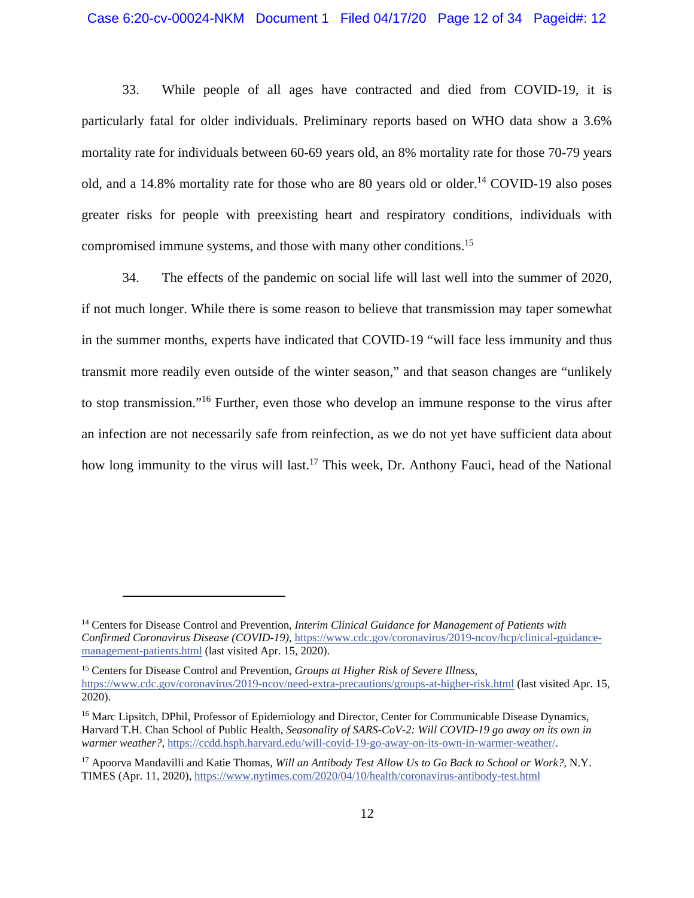33. While people of all ages have contracted and died from COVID-19, it is particularly fatal for older individuals. Preliminary reports based on WHO data show a 3.6% mortality rate for individuals between 60-69 years old, an 8% mortality rate for those 70-79 years old, and a 14.8% mortality rate for those who are 80 years old or older.[14] COVID-19 also poses greater risks for people with preexisting heart and respiratory conditions, individuals with compromised immune systems, and those with many other conditions.[15]

34. The effects of the pandemic on social life will last well into the summer of 2020, if not much longer. While there is some reason to believe that transmission may taper somewhat in the summer months, experts have indicated that COVID-19 "will face less immunity and thus transmit more readily even outside of the winter season," and that season changes are "unlikely to stop transmission."[16] Further, even those who develop an immune response to the virus after an infection are not necessarily safe from reinfection, as we do not yet have sufficient data about how long immunity to the virus will last.[17] This week, Dr. Anthony Fauci, head of the National

---

[14] Centers for Disease Control and Prevention, *Interim Clinical Guidance for Management of Patients with Confirmed Coronavirus Disease (COVID-19)*, https://www.cdc.gov/coronavirus/2019-ncov/hcp/clinical-guidance-management-patients.html (last visited Apr. 15, 2020).

[15] Centers for Disease Control and Prevention, *Groups at Higher Risk of Severe Illness*, https://www.cdc.gov/coronavirus/2019-ncov/need-extra-precautions/groups-at-higher-risk.html (last visited Apr. 15, 2020).

[16] Marc Lipsitch, DPhil, Professor of Epidemiology and Director, Center for Communicable Disease Dynamics, Harvard T.H. Chan School of Public Health, *Seasonality of SARS-CoV-2: Will COVID-19 go away on its own in warmer weather?*, https://ccdd.hsph.harvard.edu/will-covid-19-go-away-on-its-own-in-warmer-weather/.

[17] Apoorva Mandavilli and Katie Thomas, *Will an Antibody Test Allow Us to Go Back to School or Work?*, N.Y. TIMES (Apr. 11, 2020), https://www.nytimes.com/2020/04/10/health/coronavirus-antibody-test.html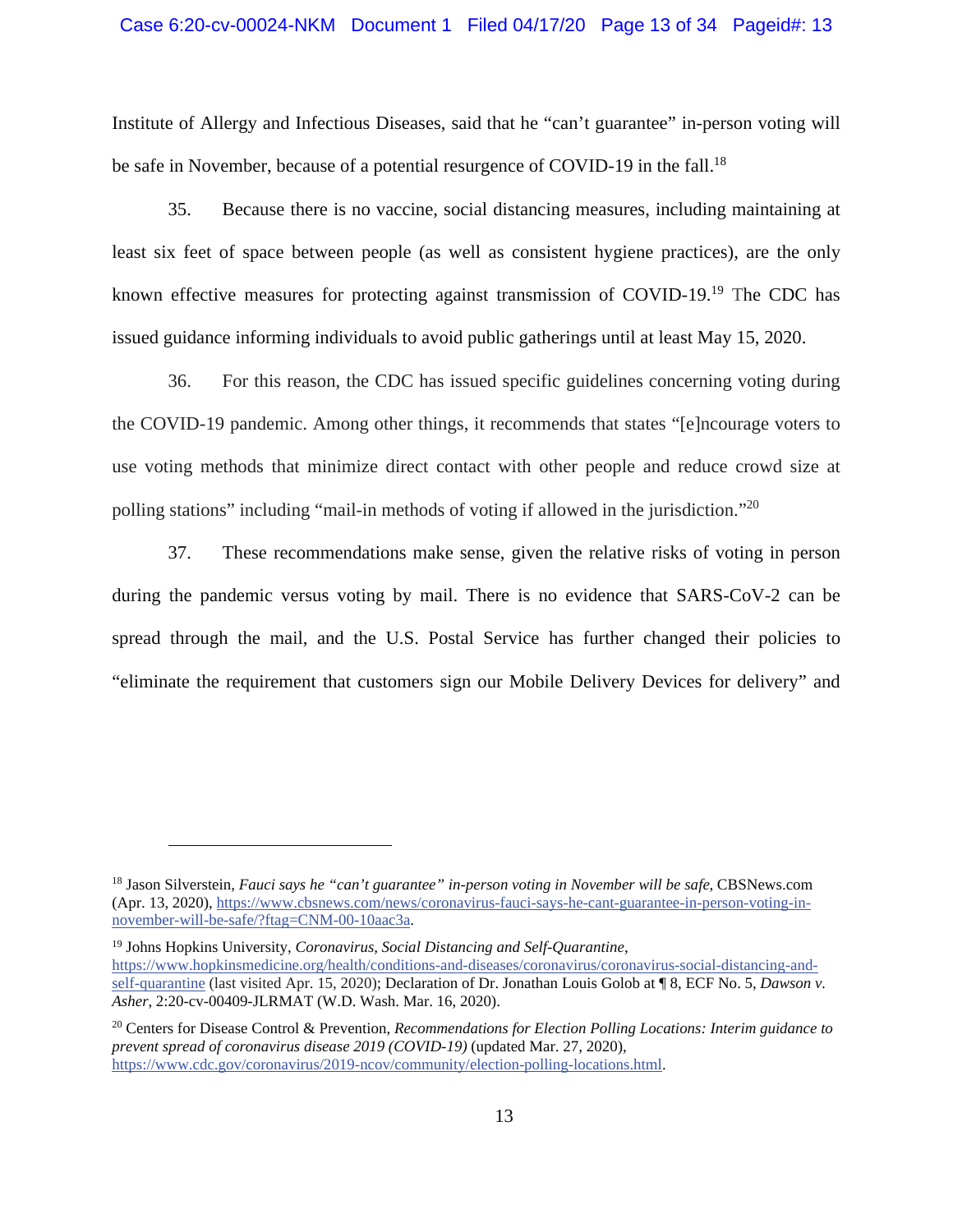Institute of Allergy and Infectious Diseases, said that he "can't guarantee" in-person voting will be safe in November, because of a potential resurgence of COVID-19 in the fall.[18]

35. Because there is no vaccine, social distancing measures, including maintaining at least six feet of space between people (as well as consistent hygiene practices), are the only known effective measures for protecting against transmission of COVID-19.[19] The CDC has issued guidance informing individuals to avoid public gatherings until at least May 15, 2020.

36. For this reason, the CDC has issued specific guidelines concerning voting during the COVID-19 pandemic. Among other things, it recommends that states "[e]ncourage voters to use voting methods that minimize direct contact with other people and reduce crowd size at polling stations" including "mail-in methods of voting if allowed in the jurisdiction."[20]

37. These recommendations make sense, given the relative risks of voting in person during the pandemic versus voting by mail. There is no evidence that SARS-CoV-2 can be spread through the mail, and the U.S. Postal Service has further changed their policies to "eliminate the requirement that customers sign our Mobile Delivery Devices for delivery" and

---

[18] Jason Silverstein, *Fauci says he "can't guarantee" in-person voting in November will be safe*, CBSNews.com (Apr. 13, 2020), https://www.cbsnews.com/news/coronavirus-fauci-says-he-cant-guarantee-in-person-voting-in-november-will-be-safe/?ftag=CNM-00-10aac3a.

[19] Johns Hopkins University, *Coronavirus, Social Distancing and Self-Quarantine*, https://www.hopkinsmedicine.org/health/conditions-and-diseases/coronavirus/coronavirus-social-distancing-and-self-quarantine (last visited Apr. 15, 2020); Declaration of Dr. Jonathan Louis Golob at ¶ 8, ECF No. 5, *Dawson v. Asher*, 2:20-cv-00409-JLRMAT (W.D. Wash. Mar. 16, 2020).

[20] Centers for Disease Control & Prevention, *Recommendations for Election Polling Locations: Interim guidance to prevent spread of coronavirus disease 2019 (COVID-19)* (updated Mar. 27, 2020), https://www.cdc.gov/coronavirus/2019-ncov/community/election-polling-locations.html.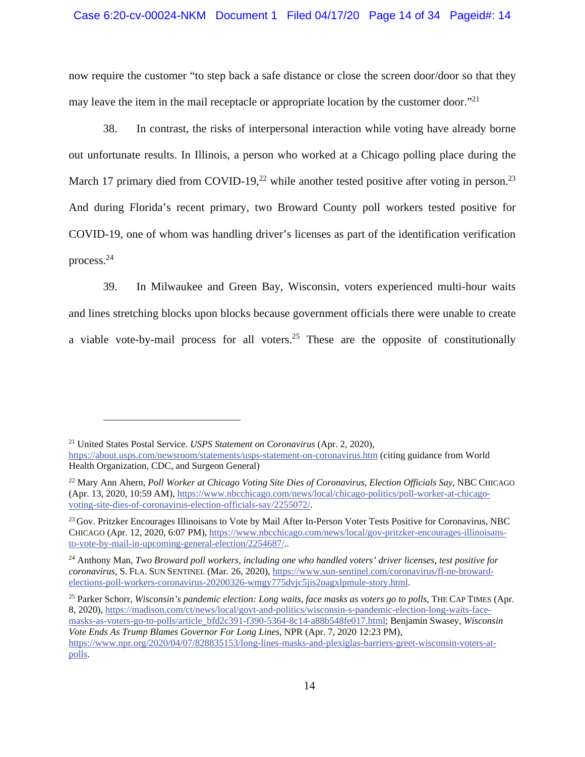now require the customer "to step back a safe distance or close the screen door/door so that they may leave the item in the mail receptacle or appropriate location by the customer door."[21]

38. In contrast, the risks of interpersonal interaction while voting have already borne out unfortunate results. In Illinois, a person who worked at a Chicago polling place during the March 17 primary died from COVID-19,[22] while another tested positive after voting in person.[23] And during Florida's recent primary, two Broward County poll workers tested positive for COVID-19, one of whom was handling driver's licenses as part of the identification verification process.[24]

39. In Milwaukee and Green Bay, Wisconsin, voters experienced multi-hour waits and lines stretching blocks upon blocks because government officials there were unable to create a viable vote-by-mail process for all voters.[25] These are the opposite of constitutionally

---

[21] United States Postal Service. *USPS Statement on Coronavirus* (Apr. 2, 2020), https://about.usps.com/newsroom/statements/usps-statement-on-coronavirus.htm (citing guidance from World Health Organization, CDC, and Surgeon General)

[22] Mary Ann Ahern, *Poll Worker at Chicago Voting Site Dies of Coronavirus, Election Officials Say*, NBC CHICAGO (Apr. 13, 2020, 10:59 AM), https://www.nbcchicago.com/news/local/chicago-politics/poll-worker-at-chicago-voting-site-dies-of-coronavirus-election-officials-say/2255072/.

[23] Gov. Pritzker Encourages Illinoisans to Vote by Mail After In-Person Voter Tests Positive for Coronavirus, NBC CHICAGO (Apr. 12, 2020, 6:07 PM), https://www.nbcchicago.com/news/local/gov-pritzker-encourages-illinoisans-to-vote-by-mail-in-upcoming-general-election/2254687/..

[24] Anthony Man, *Two Broward poll workers, including one who handled voters' driver licenses, test positive for coronavirus*, S. FLA. SUN SENTINEL (Mar. 26, 2020), https://www.sun-sentinel.com/coronavirus/fl-ne-broward-elections-poll-workers-coronavirus-20200326-wmgy775dvjc5jis2oagxlpmule-story.html.

[25] Parker Schorr, *Wisconsin's pandemic election: Long waits, face masks as voters go to polls*, THE CAP TIMES (Apr. 8, 2020), https://madison.com/ct/news/local/govt-and-politics/wisconsin-s-pandemic-election-long-waits-face-masks-as-voters-go-to-polls/article_bfd2c391-f390-5364-8c14-a88b548fe017.html; Benjamin Swasey, *Wisconsin Vote Ends As Trump Blames Governor For Long Lines*, NPR (Apr. 7, 2020 12:23 PM), https://www.npr.org/2020/04/07/828835153/long-lines-masks-and-plexiglas-barriers-greet-wisconsin-voters-at-polls.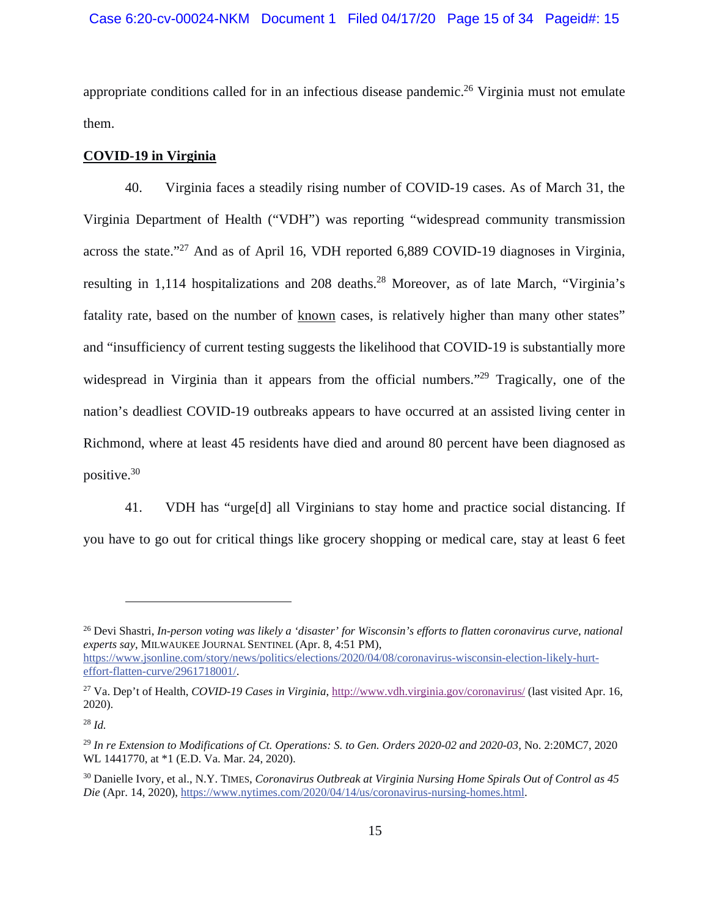appropriate conditions called for in an infectious disease pandemic.[26] Virginia must not emulate them.

**<u>COVID-19 in Virginia</u>**

40. Virginia faces a steadily rising number of COVID-19 cases. As of March 31, the Virginia Department of Health ("VDH") was reporting "widespread community transmission across the state."[27] And as of April 16, VDH reported 6,889 COVID-19 diagnoses in Virginia, resulting in 1,114 hospitalizations and 208 deaths.[28] Moreover, as of late March, "Virginia's fatality rate, based on the number of <u>known</u> cases, is relatively higher than many other states" and "insufficiency of current testing suggests the likelihood that COVID-19 is substantially more widespread in Virginia than it appears from the official numbers."[29] Tragically, one of the nation's deadliest COVID-19 outbreaks appears to have occurred at an assisted living center in Richmond, where at least 45 residents have died and around 80 percent have been diagnosed as positive.[30]

41. VDH has "urge[d] all Virginians to stay home and practice social distancing. If you have to go out for critical things like grocery shopping or medical care, stay at least 6 feet

---

[26] Devi Shastri, *In-person voting was likely a 'disaster' for Wisconsin's efforts to flatten coronavirus curve, national experts say*, MILWAUKEE JOURNAL SENTINEL (Apr. 8, 4:51 PM), https://www.jsonline.com/story/news/politics/elections/2020/04/08/coronavirus-wisconsin-election-likely-hurt-effort-flatten-curve/2961718001/.

[27] Va. Dep't of Health, *COVID-19 Cases in Virginia*, http://www.vdh.virginia.gov/coronavirus/ (last visited Apr. 16, 2020).

[28] *Id.*

[29] *In re Extension to Modifications of Ct. Operations: S. to Gen. Orders 2020-02 and 2020-03*, No. 2:20MC7, 2020 WL 1441770, at *1 (E.D. Va. Mar. 24, 2020).

[30] Danielle Ivory, et al., N.Y. TIMES, *Coronavirus Outbreak at Virginia Nursing Home Spirals Out of Control as 45 Die* (Apr. 14, 2020), https://www.nytimes.com/2020/04/14/us/coronavirus-nursing-homes.html.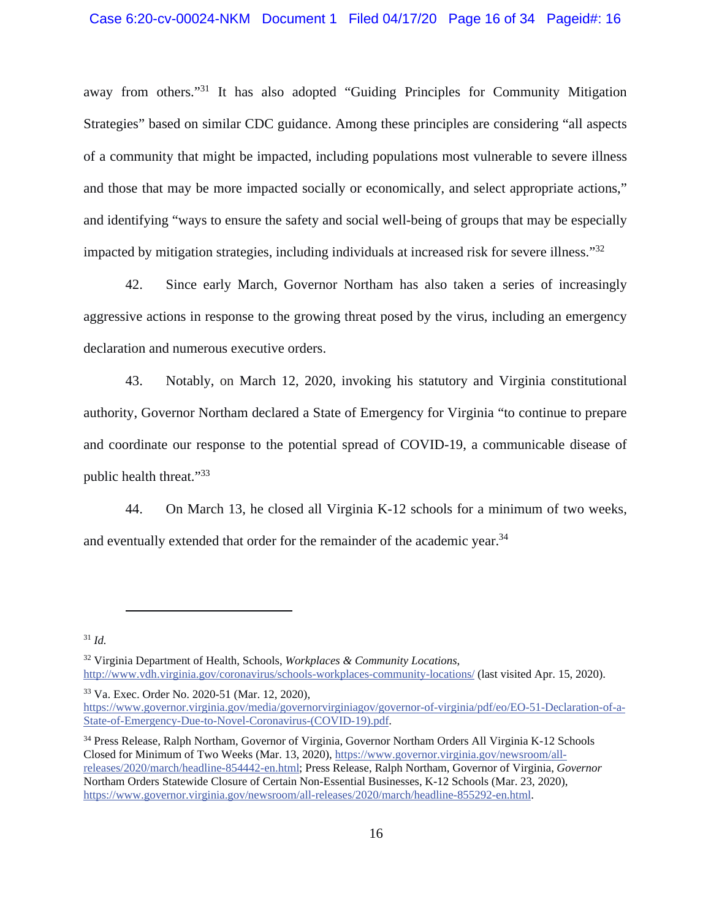away from others."[31] It has also adopted "Guiding Principles for Community Mitigation Strategies" based on similar CDC guidance. Among these principles are considering "all aspects of a community that might be impacted, including populations most vulnerable to severe illness and those that may be more impacted socially or economically, and select appropriate actions," and identifying "ways to ensure the safety and social well-being of groups that may be especially impacted by mitigation strategies, including individuals at increased risk for severe illness."[32]

42. Since early March, Governor Northam has also taken a series of increasingly aggressive actions in response to the growing threat posed by the virus, including an emergency declaration and numerous executive orders.

43. Notably, on March 12, 2020, invoking his statutory and Virginia constitutional authority, Governor Northam declared a State of Emergency for Virginia "to continue to prepare and coordinate our response to the potential spread of COVID-19, a communicable disease of public health threat."[33]

44. On March 13, he closed all Virginia K-12 schools for a minimum of two weeks, and eventually extended that order for the remainder of the academic year.[34]

---

[31] *Id.*

[32] Virginia Department of Health, Schools, *Workplaces & Community Locations*, http://www.vdh.virginia.gov/coronavirus/schools-workplaces-community-locations/ (last visited Apr. 15, 2020).

[33] Va. Exec. Order No. 2020-51 (Mar. 12, 2020), https://www.governor.virginia.gov/media/governorvirginiagov/governor-of-virginia/pdf/eo/EO-51-Declaration-of-a-State-of-Emergency-Due-to-Novel-Coronavirus-(COVID-19).pdf.

[34] Press Release, Ralph Northam, Governor of Virginia, Governor Northam Orders All Virginia K-12 Schools Closed for Minimum of Two Weeks (Mar. 13, 2020), https://www.governor.virginia.gov/newsroom/all-releases/2020/march/headline-854442-en.html; Press Release, Ralph Northam, Governor of Virginia, *Governor* Northam Orders Statewide Closure of Certain Non-Essential Businesses, K-12 Schools (Mar. 23, 2020), https://www.governor.virginia.gov/newsroom/all-releases/2020/march/headline-855292-en.html.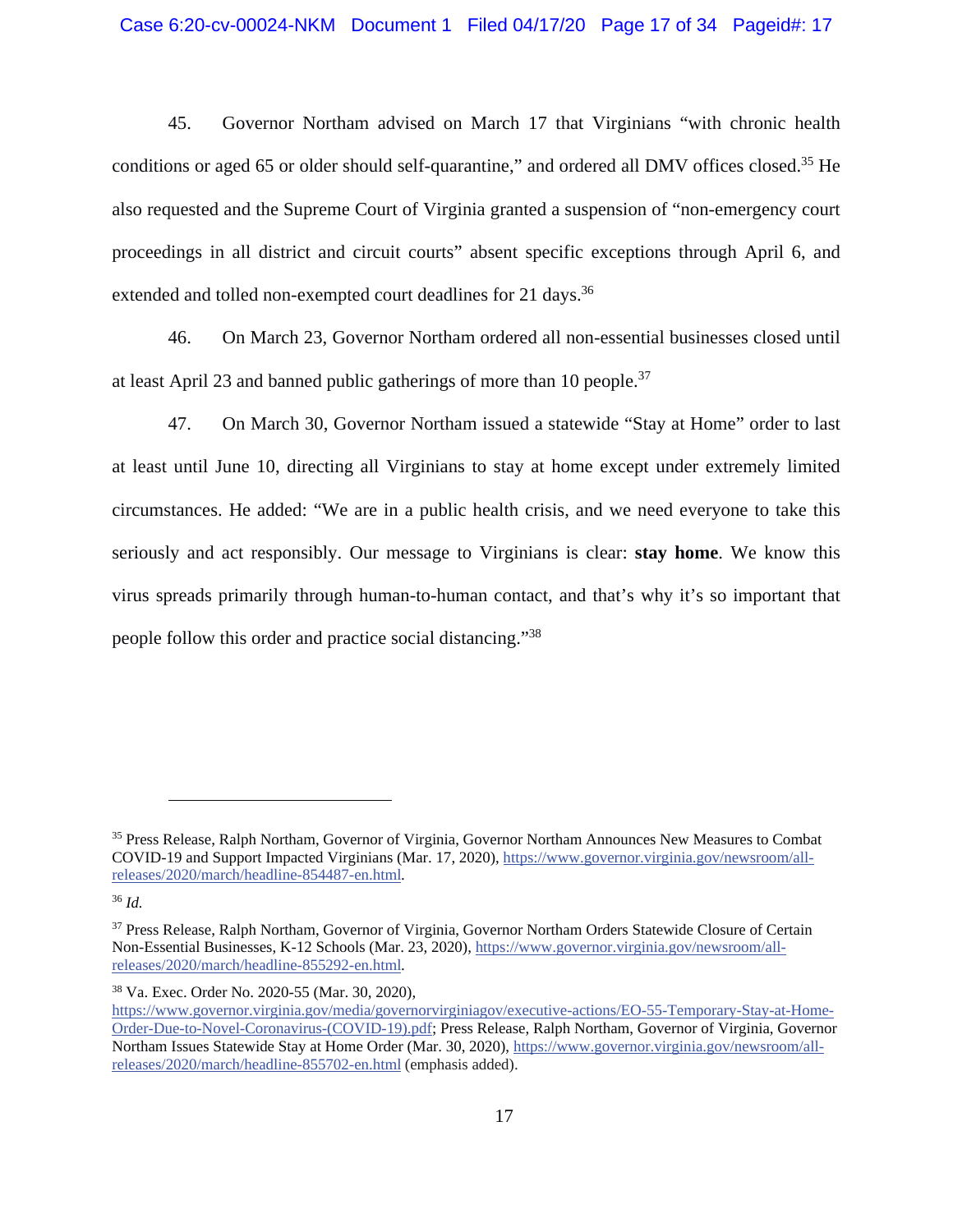45. Governor Northam advised on March 17 that Virginians "with chronic health conditions or aged 65 or older should self-quarantine," and ordered all DMV offices closed.[35] He also requested and the Supreme Court of Virginia granted a suspension of "non-emergency court proceedings in all district and circuit courts" absent specific exceptions through April 6, and extended and tolled non-exempted court deadlines for 21 days.[36]

46. On March 23, Governor Northam ordered all non-essential businesses closed until at least April 23 and banned public gatherings of more than 10 people.[37]

47. On March 30, Governor Northam issued a statewide "Stay at Home" order to last at least until June 10, directing all Virginians to stay at home except under extremely limited circumstances. He added: "We are in a public health crisis, and we need everyone to take this seriously and act responsibly. Our message to Virginians is clear: **stay home**. We know this virus spreads primarily through human-to-human contact, and that's why it's so important that people follow this order and practice social distancing."[38]

---

[35] Press Release, Ralph Northam, Governor of Virginia, Governor Northam Announces New Measures to Combat COVID-19 and Support Impacted Virginians (Mar. 17, 2020), https://www.governor.virginia.gov/newsroom/all-releases/2020/march/headline-854487-en.html.

[36] *Id.*

[37] Press Release, Ralph Northam, Governor of Virginia, Governor Northam Orders Statewide Closure of Certain Non-Essential Businesses, K-12 Schools (Mar. 23, 2020), https://www.governor.virginia.gov/newsroom/all-releases/2020/march/headline-855292-en.html.

[38] Va. Exec. Order No. 2020-55 (Mar. 30, 2020), https://www.governor.virginia.gov/media/governorvirginiagov/executive-actions/EO-55-Temporary-Stay-at-Home-Order-Due-to-Novel-Coronavirus-(COVID-19).pdf; Press Release, Ralph Northam, Governor of Virginia, Governor Northam Issues Statewide Stay at Home Order (Mar. 30, 2020), https://www.governor.virginia.gov/newsroom/all-releases/2020/march/headline-855702-en.html (emphasis added).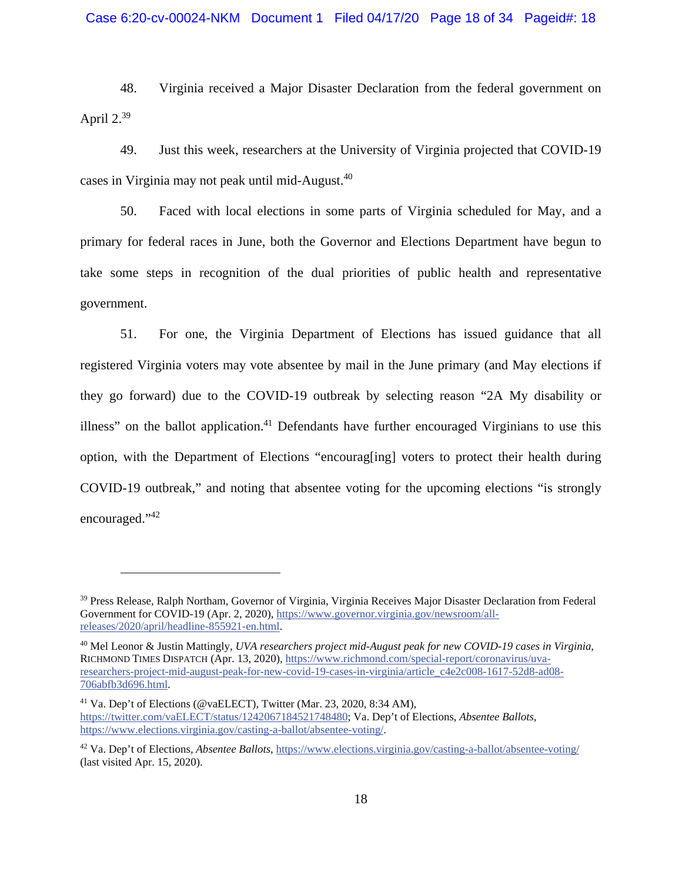48. Virginia received a Major Disaster Declaration from the federal government on April 2.[39]

49. Just this week, researchers at the University of Virginia projected that COVID-19 cases in Virginia may not peak until mid-August.[40]

50. Faced with local elections in some parts of Virginia scheduled for May, and a primary for federal races in June, both the Governor and Elections Department have begun to take some steps in recognition of the dual priorities of public health and representative government.

51. For one, the Virginia Department of Elections has issued guidance that all registered Virginia voters may vote absentee by mail in the June primary (and May elections if they go forward) due to the COVID-19 outbreak by selecting reason "2A My disability or illness" on the ballot application.[41] Defendants have further encouraged Virginians to use this option, with the Department of Elections "encourag[ing] voters to protect their health during COVID-19 outbreak," and noting that absentee voting for the upcoming elections "is strongly encouraged."[42]

---

[39] Press Release, Ralph Northam, Governor of Virginia, Virginia Receives Major Disaster Declaration from Federal Government for COVID-19 (Apr. 2, 2020), https://www.governor.virginia.gov/newsroom/all-releases/2020/april/headline-855921-en.html.

[40] Mel Leonor & Justin Mattingly, *UVA researchers project mid-August peak for new COVID-19 cases in Virginia*, RICHMOND TIMES DISPATCH (Apr. 13, 2020), https://www.richmond.com/special-report/coronavirus/uva-researchers-project-mid-august-peak-for-new-covid-19-cases-in-virginia/article_c4e2c008-1617-52d8-ad08-706abfb3d696.html.

[41] Va. Dep't of Elections (@vaELECT), Twitter (Mar. 23, 2020, 8:34 AM), https://twitter.com/vaELECT/status/1242067184521748480; Va. Dep't of Elections, *Absentee Ballots*, https://www.elections.virginia.gov/casting-a-ballot/absentee-voting/.

[42] Va. Dep't of Elections, *Absentee Ballots*, https://www.elections.virginia.gov/casting-a-ballot/absentee-voting/ (last visited Apr. 15, 2020).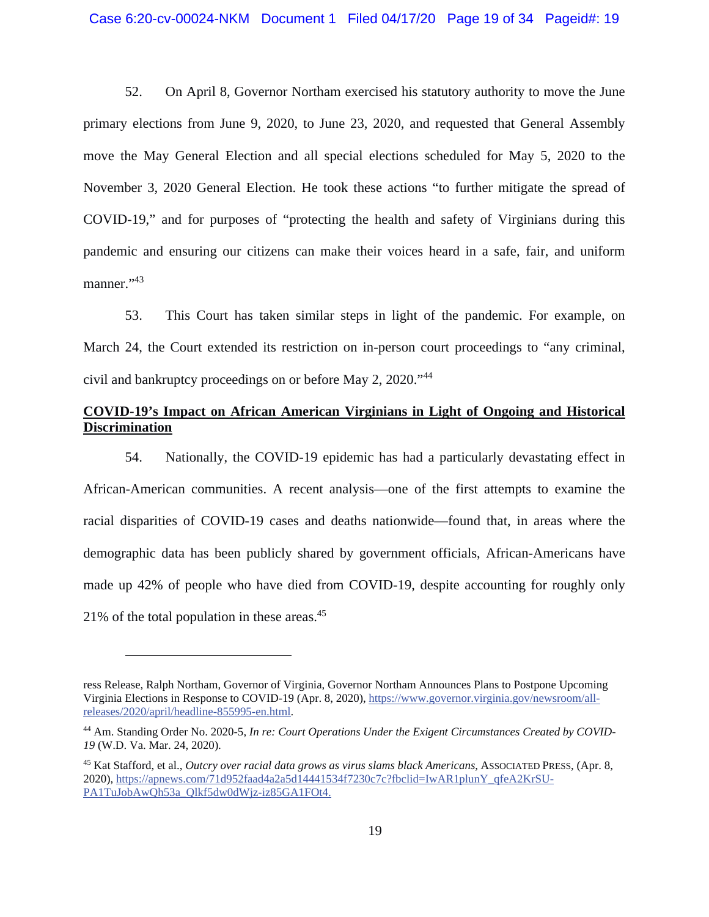52. On April 8, Governor Northam exercised his statutory authority to move the June primary elections from June 9, 2020, to June 23, 2020, and requested that General Assembly move the May General Election and all special elections scheduled for May 5, 2020 to the November 3, 2020 General Election. He took these actions "to further mitigate the spread of COVID-19," and for purposes of "protecting the health and safety of Virginians during this pandemic and ensuring our citizens can make their voices heard in a safe, fair, and uniform manner."[43]

53. This Court has taken similar steps in light of the pandemic. For example, on March 24, the Court extended its restriction on in-person court proceedings to "any criminal, civil and bankruptcy proceedings on or before May 2, 2020."[44]

**<u>COVID-19's Impact on African American Virginians in Light of Ongoing and Historical Discrimination</u>**

54. Nationally, the COVID-19 epidemic has had a particularly devastating effect in African-American communities. A recent analysis—one of the first attempts to examine the racial disparities of COVID-19 cases and deaths nationwide—found that, in areas where the demographic data has been publicly shared by government officials, African-Americans have made up 42% of people who have died from COVID-19, despite accounting for roughly only 21% of the total population in these areas.[45]

---

ress Release, Ralph Northam, Governor of Virginia, Governor Northam Announces Plans to Postpone Upcoming Virginia Elections in Response to COVID-19 (Apr. 8, 2020), https://www.governor.virginia.gov/newsroom/all-releases/2020/april/headline-855995-en.html.

[44] Am. Standing Order No. 2020-5, *In re: Court Operations Under the Exigent Circumstances Created by COVID-19* (W.D. Va. Mar. 24, 2020).

[45] Kat Stafford, et al., *Outcry over racial data grows as virus slams black Americans*, ASSOCIATED PRESS, (Apr. 8, 2020), https://apnews.com/71d952faad4a2a5d14441534f7230c7c?fbclid=IwAR1plunY_qfeA2KrSU-PA1TuJobAwQh53a_Qlkf5dw0dWjz-iz85GA1FOt4.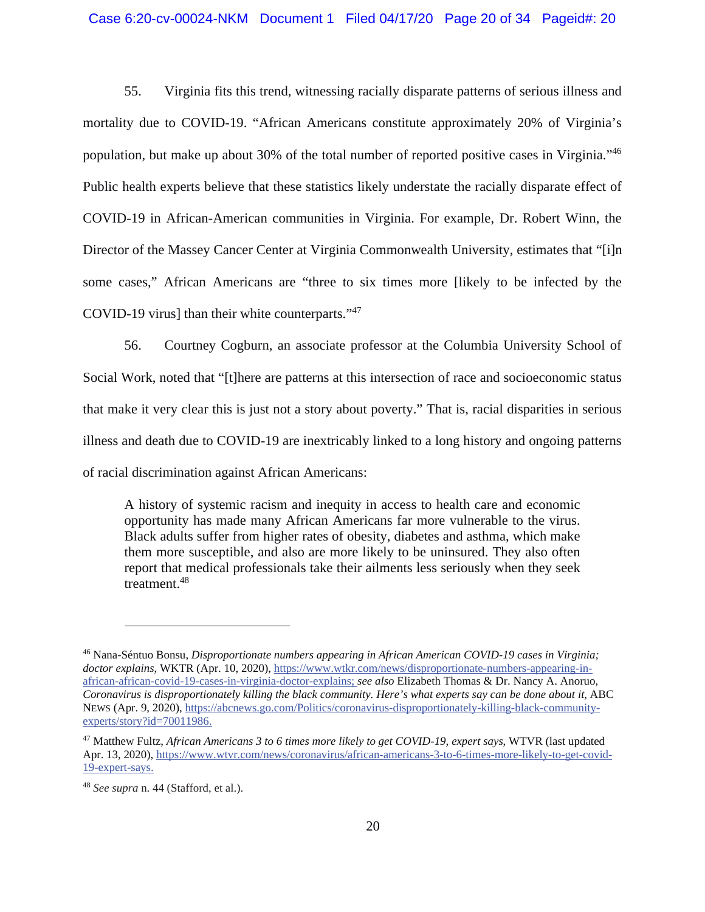55. Virginia fits this trend, witnessing racially disparate patterns of serious illness and mortality due to COVID-19. "African Americans constitute approximately 20% of Virginia's population, but make up about 30% of the total number of reported positive cases in Virginia."[46] Public health experts believe that these statistics likely understate the racially disparate effect of COVID-19 in African-American communities in Virginia. For example, Dr. Robert Winn, the Director of the Massey Cancer Center at Virginia Commonwealth University, estimates that "[i]n some cases," African Americans are "three to six times more [likely to be infected by the COVID-19 virus] than their white counterparts."[47]

56. Courtney Cogburn, an associate professor at the Columbia University School of Social Work, noted that "[t]here are patterns at this intersection of race and socioeconomic status that make it very clear this is just not a story about poverty." That is, racial disparities in serious illness and death due to COVID-19 are inextricably linked to a long history and ongoing patterns of racial discrimination against African Americans:

> A history of systemic racism and inequity in access to health care and economic opportunity has made many African Americans far more vulnerable to the virus. Black adults suffer from higher rates of obesity, diabetes and asthma, which make them more susceptible, and also are more likely to be uninsured. They also often report that medical professionals take their ailments less seriously when they seek treatment.[48]

---

[46] Nana-Séntuo Bonsu, *Disproportionate numbers appearing in African American COVID-19 cases in Virginia; doctor explains*, WKTR (Apr. 10, 2020), https://www.wtkr.com/news/disproportionate-numbers-appearing-in-african-african-covid-19-cases-in-virginia-doctor-explains; *see also* Elizabeth Thomas & Dr. Nancy A. Anoruo, *Coronavirus is disproportionately killing the black community. Here's what experts say can be done about it*, ABC NEWS (Apr. 9, 2020), https://abcnews.go.com/Politics/coronavirus-disproportionately-killing-black-community-experts/story?id=70011986.

[47] Matthew Fultz, *African Americans 3 to 6 times more likely to get COVID-19, expert says*, WTVR (last updated Apr. 13, 2020), https://www.wtvr.com/news/coronavirus/african-americans-3-to-6-times-more-likely-to-get-covid-19-expert-says.

[48] *See supra* n. 44 (Stafford, et al.).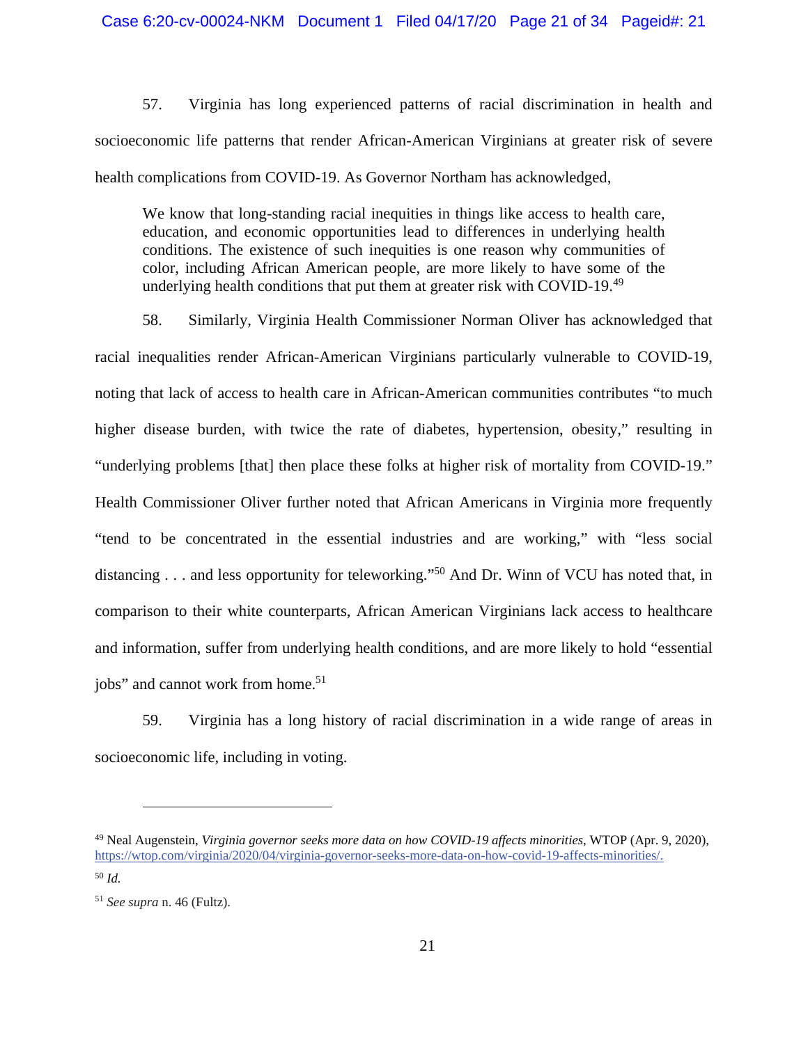57. Virginia has long experienced patterns of racial discrimination in health and socioeconomic life patterns that render African-American Virginians at greater risk of severe health complications from COVID-19. As Governor Northam has acknowledged,

> We know that long-standing racial inequities in things like access to health care, education, and economic opportunities lead to differences in underlying health conditions. The existence of such inequities is one reason why communities of color, including African American people, are more likely to have some of the underlying health conditions that put them at greater risk with COVID-19.[49]

58. Similarly, Virginia Health Commissioner Norman Oliver has acknowledged that racial inequalities render African-American Virginians particularly vulnerable to COVID-19, noting that lack of access to health care in African-American communities contributes "to much higher disease burden, with twice the rate of diabetes, hypertension, obesity," resulting in "underlying problems [that] then place these folks at higher risk of mortality from COVID-19." Health Commissioner Oliver further noted that African Americans in Virginia more frequently "tend to be concentrated in the essential industries and are working," with "less social distancing . . . and less opportunity for teleworking."[50] And Dr. Winn of VCU has noted that, in comparison to their white counterparts, African American Virginians lack access to healthcare and information, suffer from underlying health conditions, and are more likely to hold "essential jobs" and cannot work from home.[51]

59. Virginia has a long history of racial discrimination in a wide range of areas in socioeconomic life, including in voting.

---

[49] Neal Augenstein, *Virginia governor seeks more data on how COVID-19 affects minorities*, WTOP (Apr. 9, 2020), https://wtop.com/virginia/2020/04/virginia-governor-seeks-more-data-on-how-covid-19-affects-minorities/.

[50] *Id.*

[51] *See supra* n. 46 (Fultz).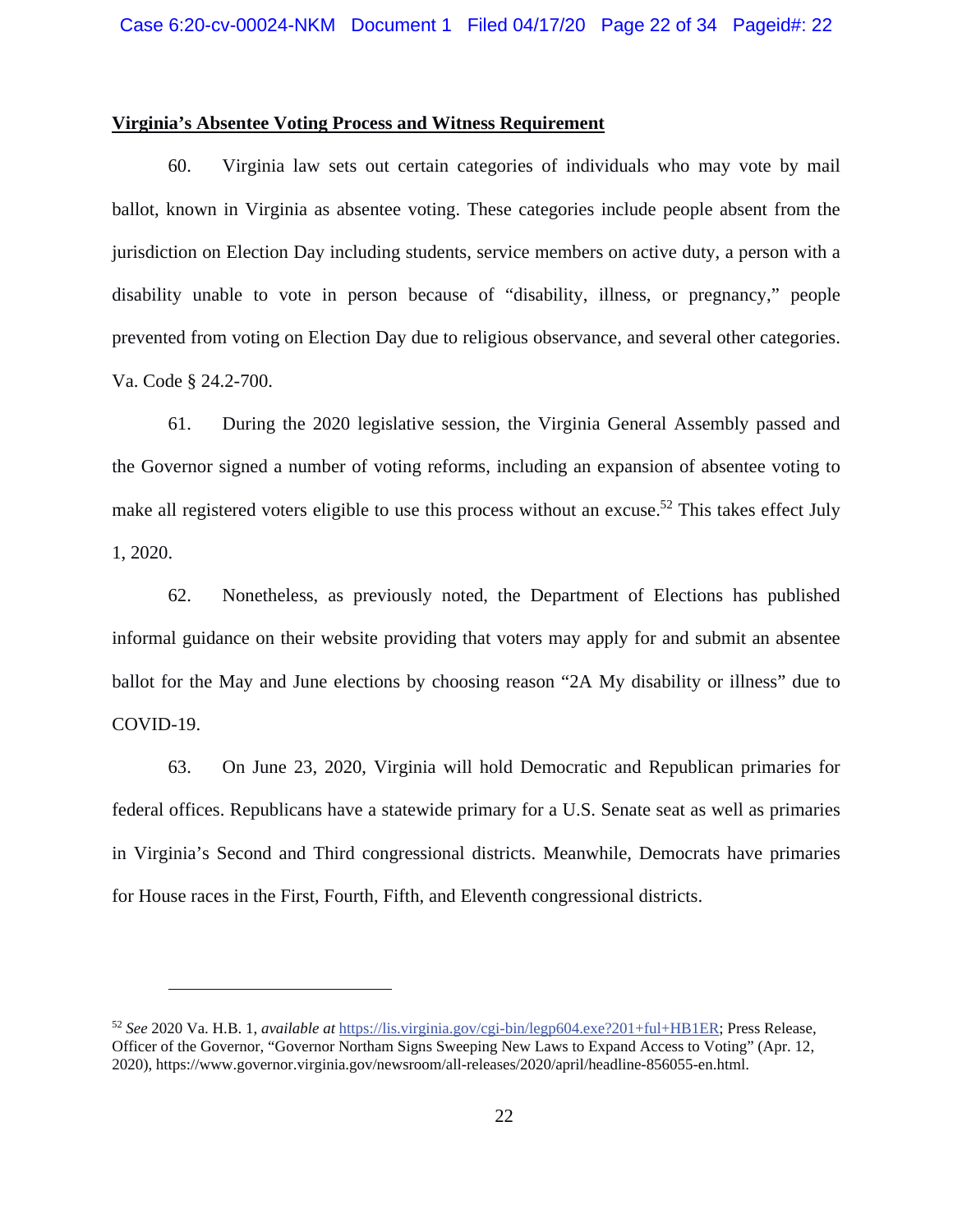**Virginia's Absentee Voting Process and Witness Requirement**

60. Virginia law sets out certain categories of individuals who may vote by mail ballot, known in Virginia as absentee voting. These categories include people absent from the jurisdiction on Election Day including students, service members on active duty, a person with a disability unable to vote in person because of "disability, illness, or pregnancy," people prevented from voting on Election Day due to religious observance, and several other categories. Va. Code § 24.2-700.

61. During the 2020 legislative session, the Virginia General Assembly passed and the Governor signed a number of voting reforms, including an expansion of absentee voting to make all registered voters eligible to use this process without an excuse.[52] This takes effect July 1, 2020.

62. Nonetheless, as previously noted, the Department of Elections has published informal guidance on their website providing that voters may apply for and submit an absentee ballot for the May and June elections by choosing reason "2A My disability or illness" due to COVID-19.

63. On June 23, 2020, Virginia will hold Democratic and Republican primaries for federal offices. Republicans have a statewide primary for a U.S. Senate seat as well as primaries in Virginia's Second and Third congressional districts. Meanwhile, Democrats have primaries for House races in the First, Fourth, Fifth, and Eleventh congressional districts.

---

[52] *See* 2020 Va. H.B. 1, *available at* https://lis.virginia.gov/cgi-bin/legp604.exe?201+ful+HB1ER; Press Release, Officer of the Governor, "Governor Northam Signs Sweeping New Laws to Expand Access to Voting" (Apr. 12, 2020), https://www.governor.virginia.gov/newsroom/all-releases/2020/april/headline-856055-en.html.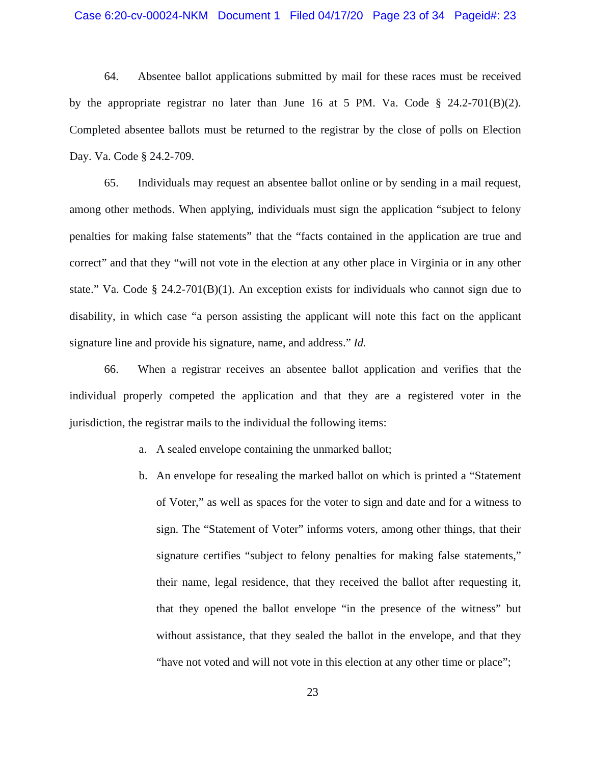64. Absentee ballot applications submitted by mail for these races must be received by the appropriate registrar no later than June 16 at 5 PM. Va. Code § 24.2-701(B)(2). Completed absentee ballots must be returned to the registrar by the close of polls on Election Day. Va. Code § 24.2-709.

65. Individuals may request an absentee ballot online or by sending in a mail request, among other methods. When applying, individuals must sign the application "subject to felony penalties for making false statements" that the "facts contained in the application are true and correct" and that they "will not vote in the election at any other place in Virginia or in any other state." Va. Code § 24.2-701(B)(1). An exception exists for individuals who cannot sign due to disability, in which case "a person assisting the applicant will note this fact on the applicant signature line and provide his signature, name, and address." *Id.*

66. When a registrar receives an absentee ballot application and verifies that the individual properly competed the application and that they are a registered voter in the jurisdiction, the registrar mails to the individual the following items:

a. A sealed envelope containing the unmarked ballot;

b. An envelope for resealing the marked ballot on which is printed a "Statement of Voter," as well as spaces for the voter to sign and date and for a witness to sign. The "Statement of Voter" informs voters, among other things, that their signature certifies "subject to felony penalties for making false statements," their name, legal residence, that they received the ballot after requesting it, that they opened the ballot envelope "in the presence of the witness" but without assistance, that they sealed the ballot in the envelope, and that they "have not voted and will not vote in this election at any other time or place";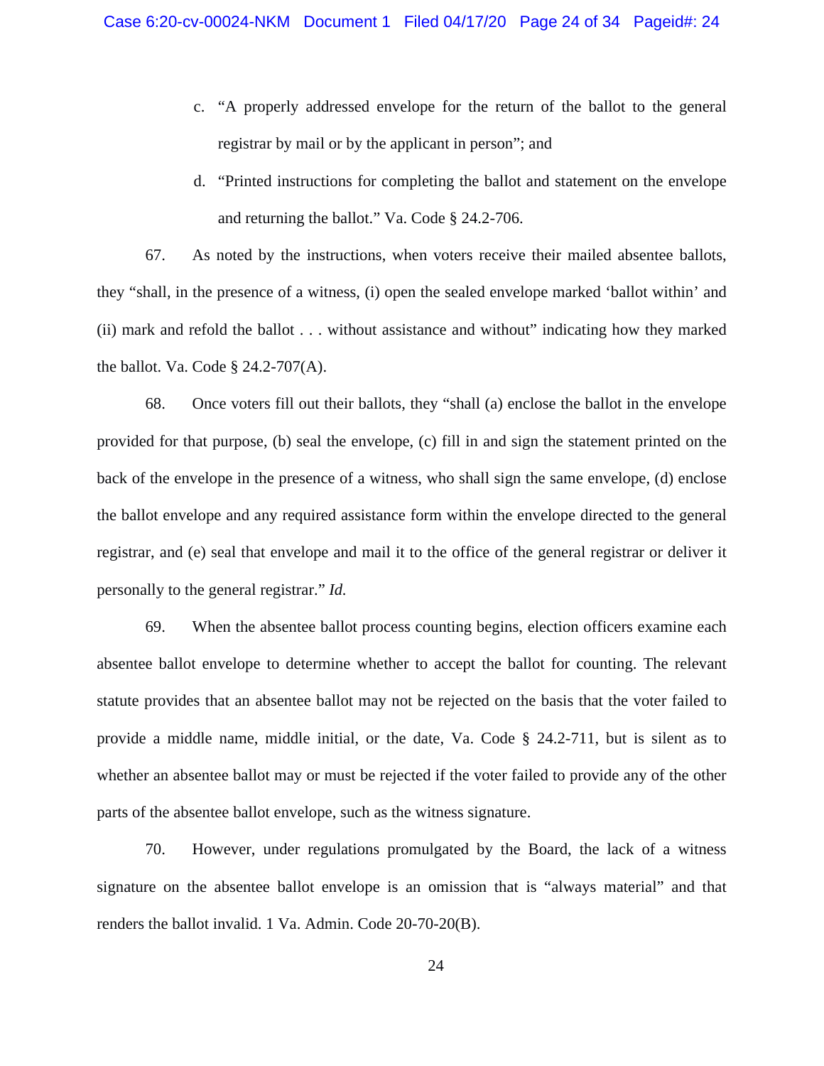c. "A properly addressed envelope for the return of the ballot to the general registrar by mail or by the applicant in person"; and

d. "Printed instructions for completing the ballot and statement on the envelope and returning the ballot." Va. Code § 24.2-706.

67. As noted by the instructions, when voters receive their mailed absentee ballots, they "shall, in the presence of a witness, (i) open the sealed envelope marked 'ballot within' and (ii) mark and refold the ballot . . . without assistance and without" indicating how they marked the ballot. Va. Code § 24.2-707(A).

68. Once voters fill out their ballots, they "shall (a) enclose the ballot in the envelope provided for that purpose, (b) seal the envelope, (c) fill in and sign the statement printed on the back of the envelope in the presence of a witness, who shall sign the same envelope, (d) enclose the ballot envelope and any required assistance form within the envelope directed to the general registrar, and (e) seal that envelope and mail it to the office of the general registrar or deliver it personally to the general registrar." *Id.*

69. When the absentee ballot process counting begins, election officers examine each absentee ballot envelope to determine whether to accept the ballot for counting. The relevant statute provides that an absentee ballot may not be rejected on the basis that the voter failed to provide a middle name, middle initial, or the date, Va. Code § 24.2-711, but is silent as to whether an absentee ballot may or must be rejected if the voter failed to provide any of the other parts of the absentee ballot envelope, such as the witness signature.

70. However, under regulations promulgated by the Board, the lack of a witness signature on the absentee ballot envelope is an omission that is "always material" and that renders the ballot invalid. 1 Va. Admin. Code 20-70-20(B).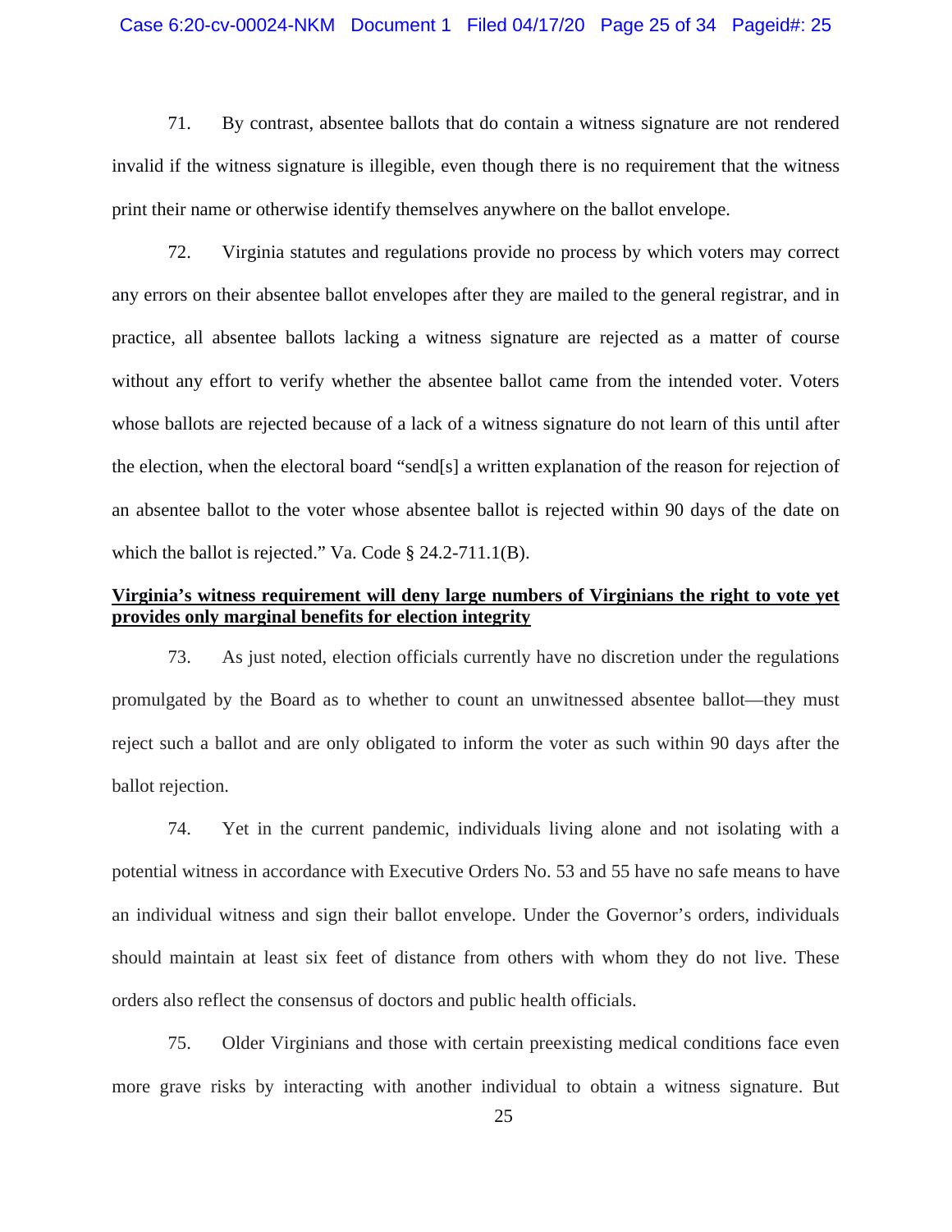71. By contrast, absentee ballots that do contain a witness signature are not rendered invalid if the witness signature is illegible, even though there is no requirement that the witness print their name or otherwise identify themselves anywhere on the ballot envelope.

72. Virginia statutes and regulations provide no process by which voters may correct any errors on their absentee ballot envelopes after they are mailed to the general registrar, and in practice, all absentee ballots lacking a witness signature are rejected as a matter of course without any effort to verify whether the absentee ballot came from the intended voter. Voters whose ballots are rejected because of a lack of a witness signature do not learn of this until after the election, when the electoral board "send[s] a written explanation of the reason for rejection of an absentee ballot to the voter whose absentee ballot is rejected within 90 days of the date on which the ballot is rejected." Va. Code § 24.2-711.1(B).

**Virginia's witness requirement will deny large numbers of Virginians the right to vote yet provides only marginal benefits for election integrity**

73. As just noted, election officials currently have no discretion under the regulations promulgated by the Board as to whether to count an unwitnessed absentee ballot—they must reject such a ballot and are only obligated to inform the voter as such within 90 days after the ballot rejection.

74. Yet in the current pandemic, individuals living alone and not isolating with a potential witness in accordance with Executive Orders No. 53 and 55 have no safe means to have an individual witness and sign their ballot envelope. Under the Governor's orders, individuals should maintain at least six feet of distance from others with whom they do not live. These orders also reflect the consensus of doctors and public health officials.

75. Older Virginians and those with certain preexisting medical conditions face even more grave risks by interacting with another individual to obtain a witness signature. But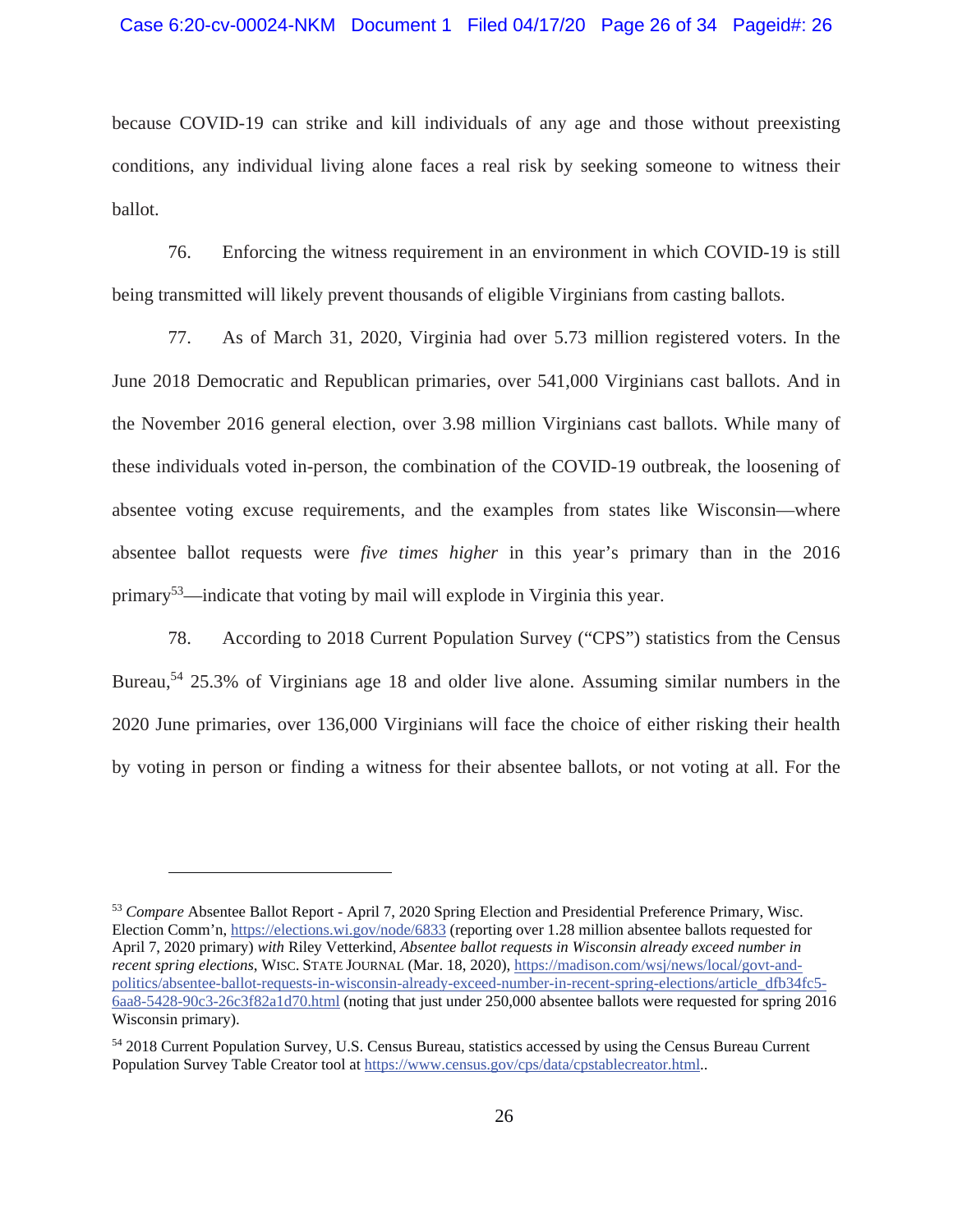because COVID-19 can strike and kill individuals of any age and those without preexisting conditions, any individual living alone faces a real risk by seeking someone to witness their ballot.

76. Enforcing the witness requirement in an environment in which COVID-19 is still being transmitted will likely prevent thousands of eligible Virginians from casting ballots.

77. As of March 31, 2020, Virginia had over 5.73 million registered voters. In the June 2018 Democratic and Republican primaries, over 541,000 Virginians cast ballots. And in the November 2016 general election, over 3.98 million Virginians cast ballots. While many of these individuals voted in-person, the combination of the COVID-19 outbreak, the loosening of absentee voting excuse requirements, and the examples from states like Wisconsin—where absentee ballot requests were *five times higher* in this year's primary than in the 2016 primary[53]—indicate that voting by mail will explode in Virginia this year.

78. According to 2018 Current Population Survey ("CPS") statistics from the Census Bureau,[54] 25.3% of Virginians age 18 and older live alone. Assuming similar numbers in the 2020 June primaries, over 136,000 Virginians will face the choice of either risking their health by voting in person or finding a witness for their absentee ballots, or not voting at all. For the

---

[53] *Compare* Absentee Ballot Report - April 7, 2020 Spring Election and Presidential Preference Primary, Wisc. Election Comm'n, https://elections.wi.gov/node/6833 (reporting over 1.28 million absentee ballots requested for April 7, 2020 primary) *with* Riley Vetterkind, *Absentee ballot requests in Wisconsin already exceed number in recent spring elections*, WISC. STATE JOURNAL (Mar. 18, 2020), https://madison.com/wsj/news/local/govt-and-politics/absentee-ballot-requests-in-wisconsin-already-exceed-number-in-recent-spring-elections/article_dfb34fc5-6aa8-5428-90c3-26c3f82a1d70.html (noting that just under 250,000 absentee ballots were requested for spring 2016 Wisconsin primary).

[54] 2018 Current Population Survey, U.S. Census Bureau, statistics accessed by using the Census Bureau Current Population Survey Table Creator tool at https://www.census.gov/cps/data/cpstablecreator.html..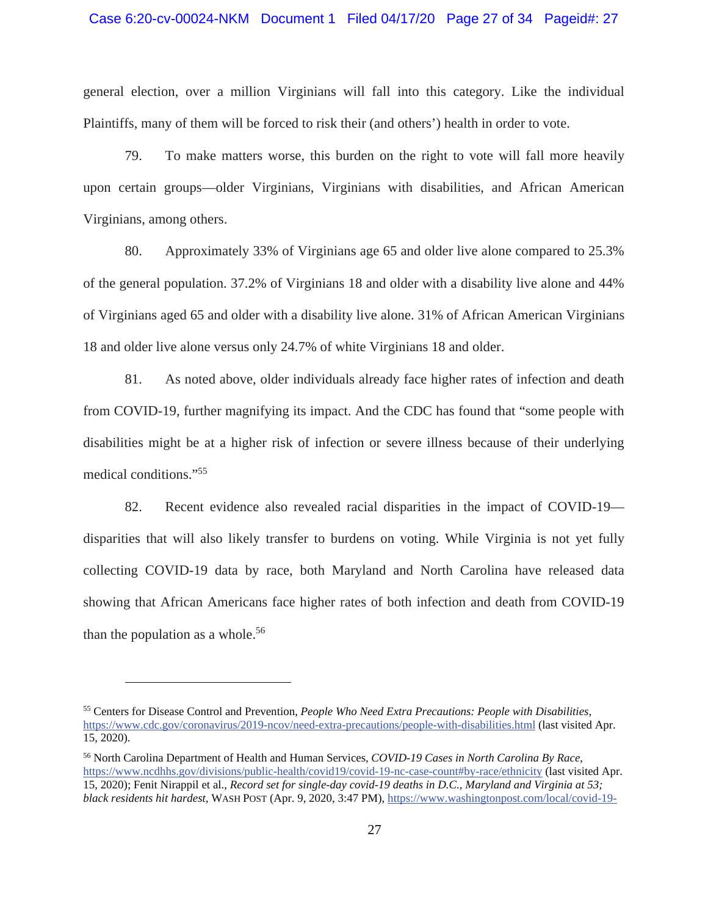general election, over a million Virginians will fall into this category. Like the individual Plaintiffs, many of them will be forced to risk their (and others') health in order to vote.

79. To make matters worse, this burden on the right to vote will fall more heavily upon certain groups—older Virginians, Virginians with disabilities, and African American Virginians, among others.

80. Approximately 33% of Virginians age 65 and older live alone compared to 25.3% of the general population. 37.2% of Virginians 18 and older with a disability live alone and 44% of Virginians aged 65 and older with a disability live alone. 31% of African American Virginians 18 and older live alone versus only 24.7% of white Virginians 18 and older.

81. As noted above, older individuals already face higher rates of infection and death from COVID-19, further magnifying its impact. And the CDC has found that "some people with disabilities might be at a higher risk of infection or severe illness because of their underlying medical conditions."[55]

82. Recent evidence also revealed racial disparities in the impact of COVID-19—disparities that will also likely transfer to burdens on voting. While Virginia is not yet fully collecting COVID-19 data by race, both Maryland and North Carolina have released data showing that African Americans face higher rates of both infection and death from COVID-19 than the population as a whole.[56]

---

[55] Centers for Disease Control and Prevention, *People Who Need Extra Precautions: People with Disabilities*, https://www.cdc.gov/coronavirus/2019-ncov/need-extra-precautions/people-with-disabilities.html (last visited Apr. 15, 2020).

[56] North Carolina Department of Health and Human Services, *COVID-19 Cases in North Carolina By Race*, https://www.ncdhhs.gov/divisions/public-health/covid19/covid-19-nc-case-count#by-race/ethnicity (last visited Apr. 15, 2020); Fenit Nirappil et al., *Record set for single-day covid-19 deaths in D.C., Maryland and Virginia at 53; black residents hit hardest*, WASH POST (Apr. 9, 2020, 3:47 PM), https://www.washingtonpost.com/local/covid-19-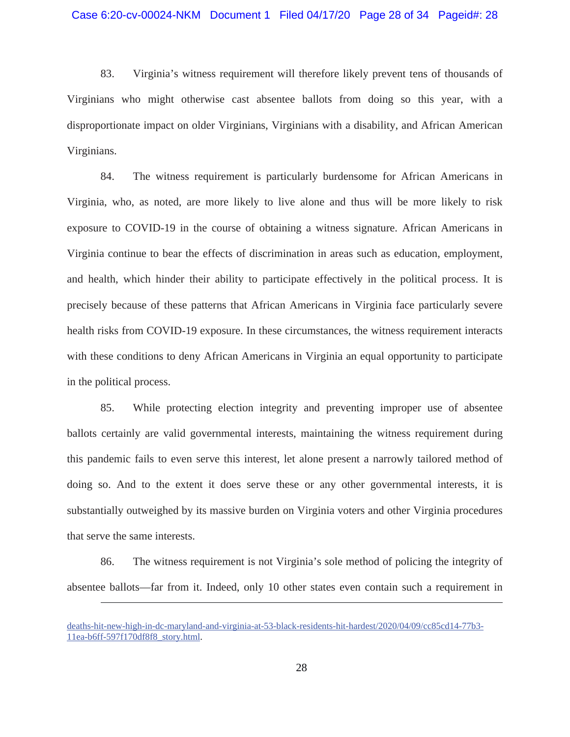83. Virginia's witness requirement will therefore likely prevent tens of thousands of Virginians who might otherwise cast absentee ballots from doing so this year, with a disproportionate impact on older Virginians, Virginians with a disability, and African American Virginians.

84. The witness requirement is particularly burdensome for African Americans in Virginia, who, as noted, are more likely to live alone and thus will be more likely to risk exposure to COVID-19 in the course of obtaining a witness signature. African Americans in Virginia continue to bear the effects of discrimination in areas such as education, employment, and health, which hinder their ability to participate effectively in the political process. It is precisely because of these patterns that African Americans in Virginia face particularly severe health risks from COVID-19 exposure. In these circumstances, the witness requirement interacts with these conditions to deny African Americans in Virginia an equal opportunity to participate in the political process.

85. While protecting election integrity and preventing improper use of absentee ballots certainly are valid governmental interests, maintaining the witness requirement during this pandemic fails to even serve this interest, let alone present a narrowly tailored method of doing so. And to the extent it does serve these or any other governmental interests, it is substantially outweighed by its massive burden on Virginia voters and other Virginia procedures that serve the same interests.

86. The witness requirement is not Virginia's sole method of policing the integrity of absentee ballots—far from it. Indeed, only 10 other states even contain such a requirement in

---

deaths-hit-new-high-in-dc-maryland-and-virginia-at-53-black-residents-hit-hardest/2020/04/09/cc85cd14-77b3-11ea-b6ff-597f170df8f8_story.html.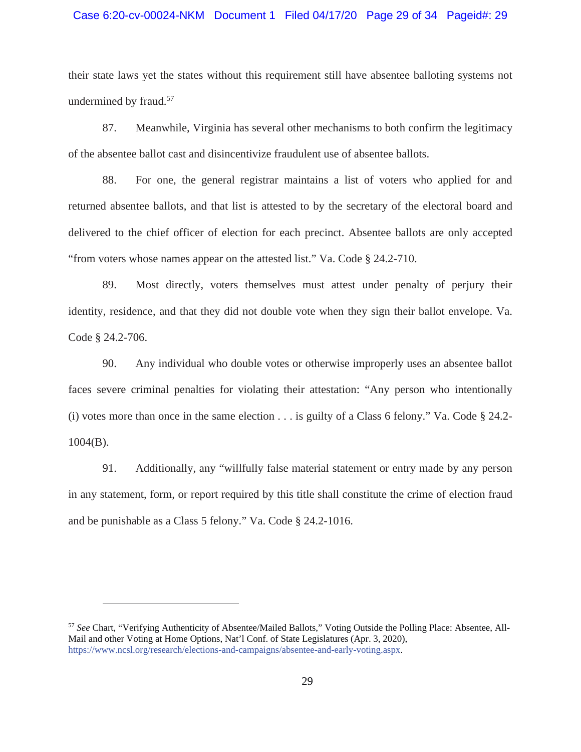their state laws yet the states without this requirement still have absentee balloting systems not undermined by fraud.[57]

87. Meanwhile, Virginia has several other mechanisms to both confirm the legitimacy of the absentee ballot cast and disincentivize fraudulent use of absentee ballots.

88. For one, the general registrar maintains a list of voters who applied for and returned absentee ballots, and that list is attested to by the secretary of the electoral board and delivered to the chief officer of election for each precinct. Absentee ballots are only accepted "from voters whose names appear on the attested list." Va. Code § 24.2-710.

89. Most directly, voters themselves must attest under penalty of perjury their identity, residence, and that they did not double vote when they sign their ballot envelope. Va. Code § 24.2-706.

90. Any individual who double votes or otherwise improperly uses an absentee ballot faces severe criminal penalties for violating their attestation: "Any person who intentionally (i) votes more than once in the same election . . . is guilty of a Class 6 felony." Va. Code § 24.2-1004(B).

91. Additionally, any "willfully false material statement or entry made by any person in any statement, form, or report required by this title shall constitute the crime of election fraud and be punishable as a Class 5 felony." Va. Code § 24.2-1016.

---

[57] *See* Chart, "Verifying Authenticity of Absentee/Mailed Ballots," Voting Outside the Polling Place: Absentee, All-Mail and other Voting at Home Options, Nat'l Conf. of State Legislatures (Apr. 3, 2020), https://www.ncsl.org/research/elections-and-campaigns/absentee-and-early-voting.aspx.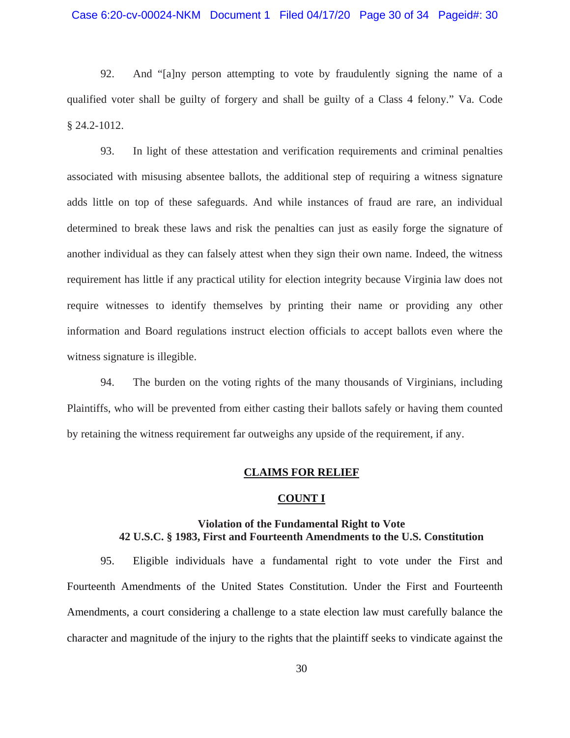92. And "[a]ny person attempting to vote by fraudulently signing the name of a qualified voter shall be guilty of forgery and shall be guilty of a Class 4 felony." Va. Code § 24.2-1012.

93. In light of these attestation and verification requirements and criminal penalties associated with misusing absentee ballots, the additional step of requiring a witness signature adds little on top of these safeguards. And while instances of fraud are rare, an individual determined to break these laws and risk the penalties can just as easily forge the signature of another individual as they can falsely attest when they sign their own name. Indeed, the witness requirement has little if any practical utility for election integrity because Virginia law does not require witnesses to identify themselves by printing their name or providing any other information and Board regulations instruct election officials to accept ballots even where the witness signature is illegible.

94. The burden on the voting rights of the many thousands of Virginians, including Plaintiffs, who will be prevented from either casting their ballots safely or having them counted by retaining the witness requirement far outweighs any upside of the requirement, if any.

## CLAIMS FOR RELIEF

### COUNT I

**Violation of the Fundamental Right to Vote**
**42 U.S.C. § 1983, First and Fourteenth Amendments to the U.S. Constitution**

95. Eligible individuals have a fundamental right to vote under the First and Fourteenth Amendments of the United States Constitution. Under the First and Fourteenth Amendments, a court considering a challenge to a state election law must carefully balance the character and magnitude of the injury to the rights that the plaintiff seeks to vindicate against the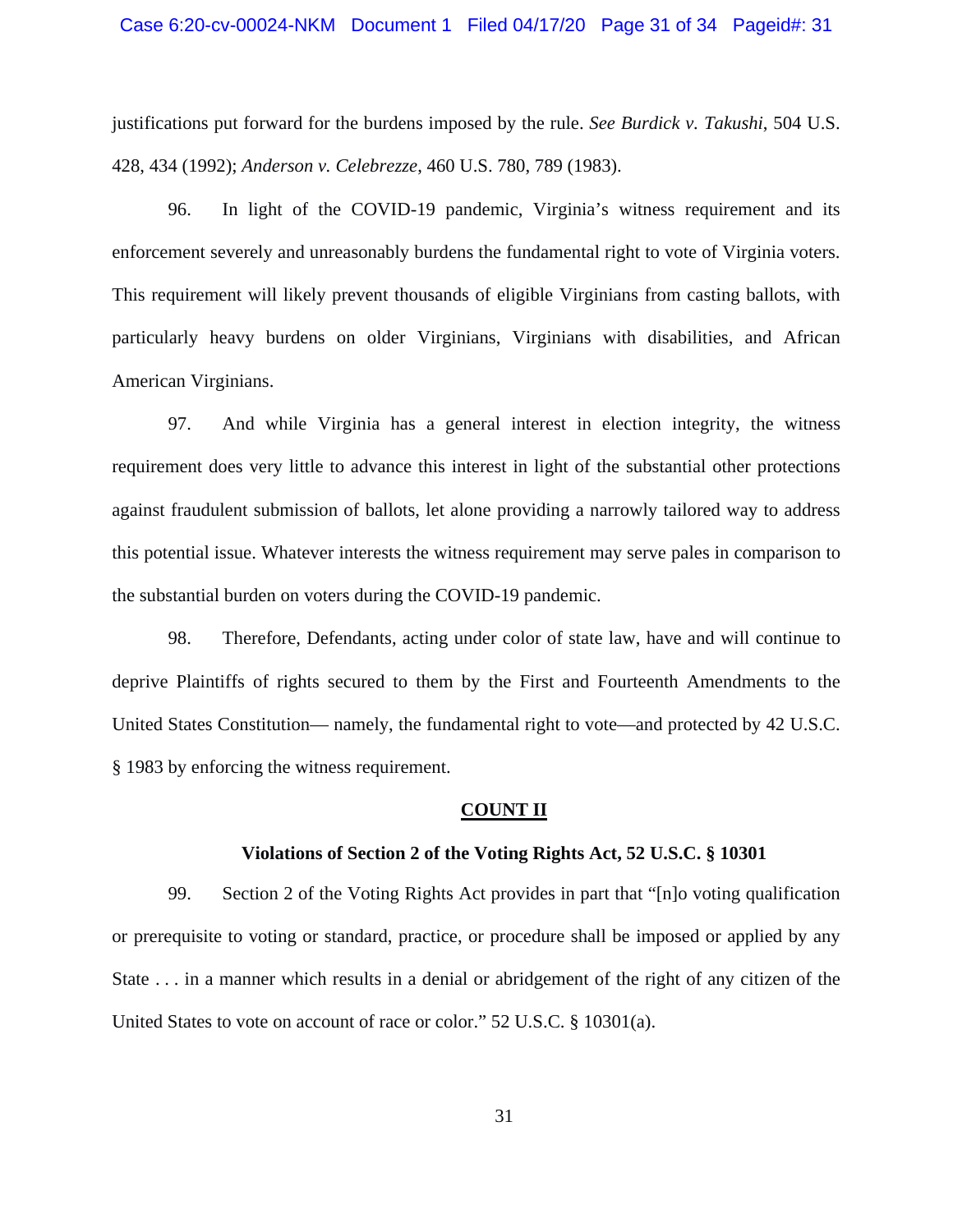justifications put forward for the burdens imposed by the rule. *See Burdick v. Takushi*, 504 U.S. 428, 434 (1992); *Anderson v. Celebrezze*, 460 U.S. 780, 789 (1983).

96. In light of the COVID-19 pandemic, Virginia's witness requirement and its enforcement severely and unreasonably burdens the fundamental right to vote of Virginia voters. This requirement will likely prevent thousands of eligible Virginians from casting ballots, with particularly heavy burdens on older Virginians, Virginians with disabilities, and African American Virginians.

97. And while Virginia has a general interest in election integrity, the witness requirement does very little to advance this interest in light of the substantial other protections against fraudulent submission of ballots, let alone providing a narrowly tailored way to address this potential issue. Whatever interests the witness requirement may serve pales in comparison to the substantial burden on voters during the COVID-19 pandemic.

98. Therefore, Defendants, acting under color of state law, have and will continue to deprive Plaintiffs of rights secured to them by the First and Fourteenth Amendments to the United States Constitution— namely, the fundamental right to vote—and protected by 42 U.S.C. § 1983 by enforcing the witness requirement.

## COUNT II

### Violations of Section 2 of the Voting Rights Act, 52 U.S.C. § 10301

99. Section 2 of the Voting Rights Act provides in part that "[n]o voting qualification or prerequisite to voting or standard, practice, or procedure shall be imposed or applied by any State . . . in a manner which results in a denial or abridgement of the right of any citizen of the United States to vote on account of race or color." 52 U.S.C. § 10301(a).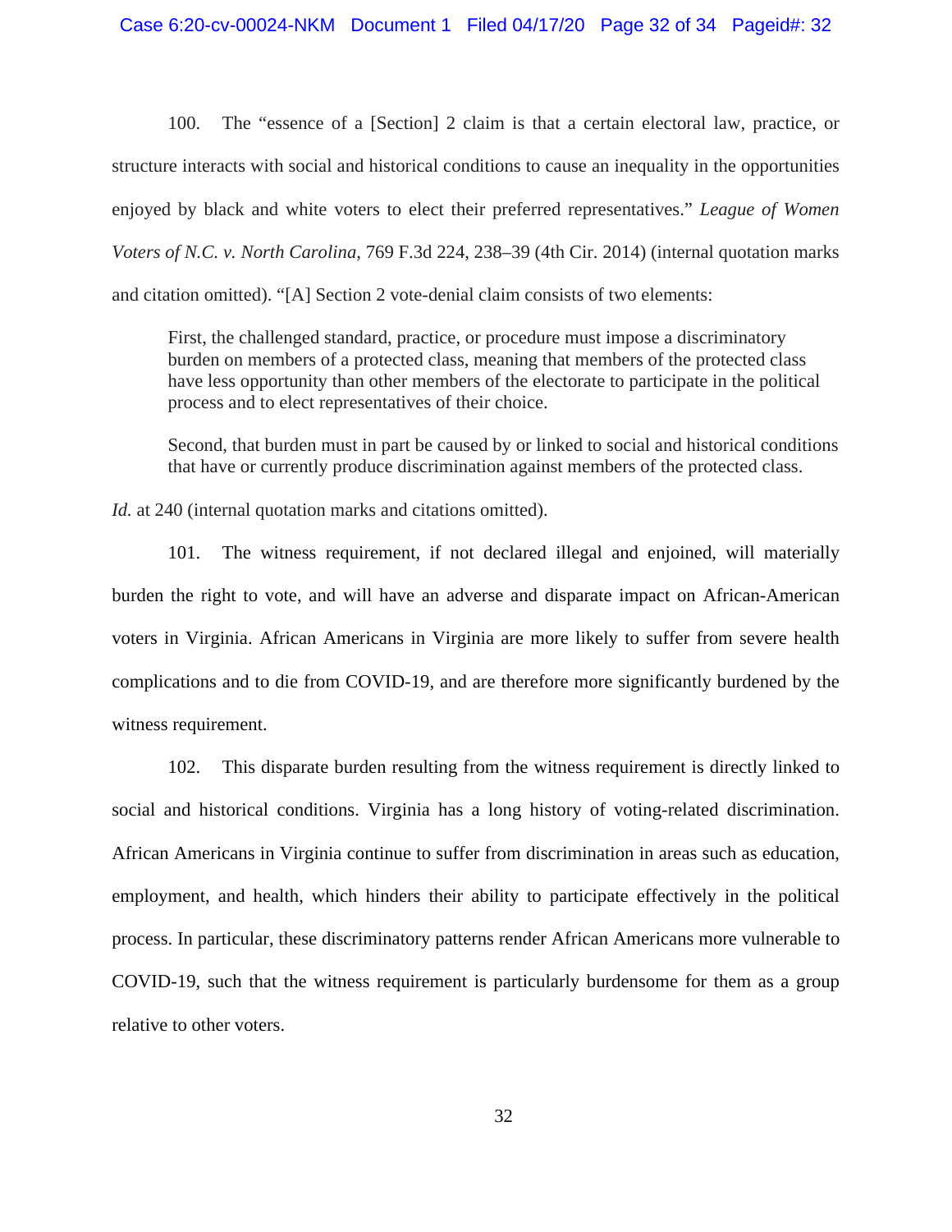100. The "essence of a [Section] 2 claim is that a certain electoral law, practice, or structure interacts with social and historical conditions to cause an inequality in the opportunities enjoyed by black and white voters to elect their preferred representatives." *League of Women Voters of N.C. v. North Carolina*, 769 F.3d 224, 238–39 (4th Cir. 2014) (internal quotation marks and citation omitted). "[A] Section 2 vote-denial claim consists of two elements:

> First, the challenged standard, practice, or procedure must impose a discriminatory burden on members of a protected class, meaning that members of the protected class have less opportunity than other members of the electorate to participate in the political process and to elect representatives of their choice.
>
> Second, that burden must in part be caused by or linked to social and historical conditions that have or currently produce discrimination against members of the protected class.

*Id.* at 240 (internal quotation marks and citations omitted).

101. The witness requirement, if not declared illegal and enjoined, will materially burden the right to vote, and will have an adverse and disparate impact on African-American voters in Virginia. African Americans in Virginia are more likely to suffer from severe health complications and to die from COVID-19, and are therefore more significantly burdened by the witness requirement.

102. This disparate burden resulting from the witness requirement is directly linked to social and historical conditions. Virginia has a long history of voting-related discrimination. African Americans in Virginia continue to suffer from discrimination in areas such as education, employment, and health, which hinders their ability to participate effectively in the political process. In particular, these discriminatory patterns render African Americans more vulnerable to COVID-19, such that the witness requirement is particularly burdensome for them as a group relative to other voters.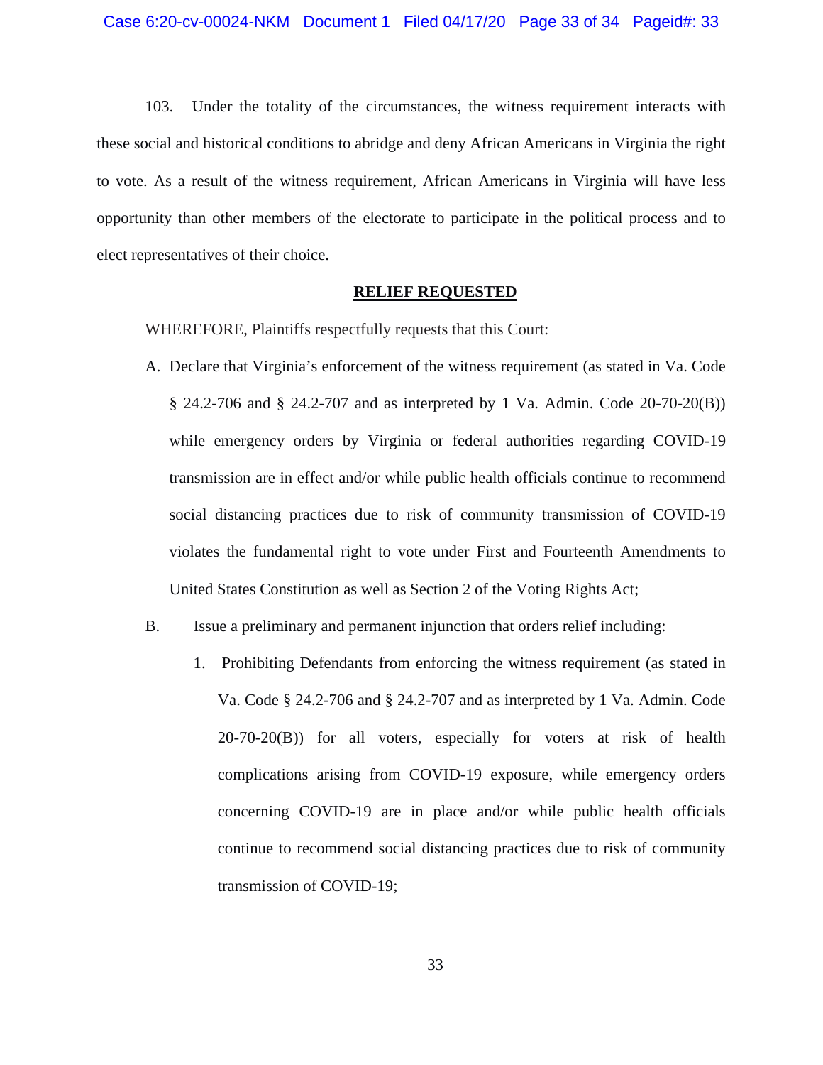103. Under the totality of the circumstances, the witness requirement interacts with these social and historical conditions to abridge and deny African Americans in Virginia the right to vote. As a result of the witness requirement, African Americans in Virginia will have less opportunity than other members of the electorate to participate in the political process and to elect representatives of their choice.

## RELIEF REQUESTED

WHEREFORE, Plaintiffs respectfully requests that this Court:

A. Declare that Virginia's enforcement of the witness requirement (as stated in Va. Code § 24.2-706 and § 24.2-707 and as interpreted by 1 Va. Admin. Code 20-70-20(B)) while emergency orders by Virginia or federal authorities regarding COVID-19 transmission are in effect and/or while public health officials continue to recommend social distancing practices due to risk of community transmission of COVID-19 violates the fundamental right to vote under First and Fourteenth Amendments to United States Constitution as well as Section 2 of the Voting Rights Act;

B. Issue a preliminary and permanent injunction that orders relief including:

   1. Prohibiting Defendants from enforcing the witness requirement (as stated in Va. Code § 24.2-706 and § 24.2-707 and as interpreted by 1 Va. Admin. Code 20-70-20(B)) for all voters, especially for voters at risk of health complications arising from COVID-19 exposure, while emergency orders concerning COVID-19 are in place and/or while public health officials continue to recommend social distancing practices due to risk of community transmission of COVID-19;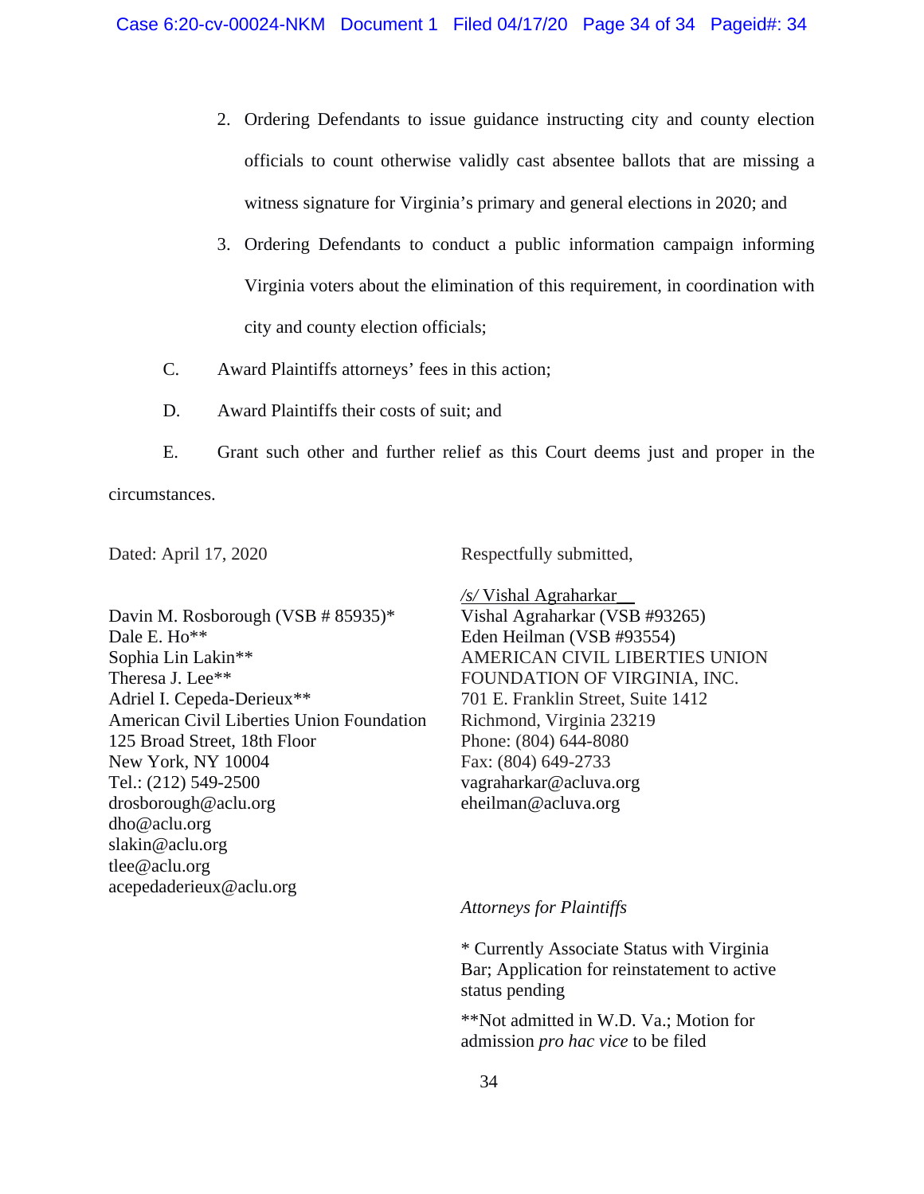2. Ordering Defendants to issue guidance instructing city and county election officials to count otherwise validly cast absentee ballots that are missing a witness signature for Virginia's primary and general elections in 2020; and

3. Ordering Defendants to conduct a public information campaign informing Virginia voters about the elimination of this requirement, in coordination with city and county election officials;

C. Award Plaintiffs attorneys' fees in this action;

D. Award Plaintiffs their costs of suit; and

E. Grant such other and further relief as this Court deems just and proper in the circumstances.

Dated: April 17, 2020

Respectfully submitted,

*/s/* Vishal Agraharkar
Vishal Agraharkar (VSB #93265)
Eden Heilman (VSB #93554)
AMERICAN CIVIL LIBERTIES UNION FOUNDATION OF VIRGINIA, INC.
701 E. Franklin Street, Suite 1412
Richmond, Virginia 23219
Phone: (804) 644-8080
Fax: (804) 649-2733
vagraharkar@acluva.org
eheilman@acluva.org

Davin M. Rosborough (VSB # 85935)*
Dale E. Ho**
Sophia Lin Lakin**
Theresa J. Lee**
Adriel I. Cepeda-Derieux**
American Civil Liberties Union Foundation
125 Broad Street, 18th Floor
New York, NY 10004
Tel.: (212) 549-2500
drosborough@aclu.org
dho@aclu.org
slakin@aclu.org
tlee@aclu.org
acepedaderieux@aclu.org

*Attorneys for Plaintiffs*

* Currently Associate Status with Virginia Bar; Application for reinstatement to active status pending

**Not admitted in W.D. Va.; Motion for admission *pro hac vice* to be filed